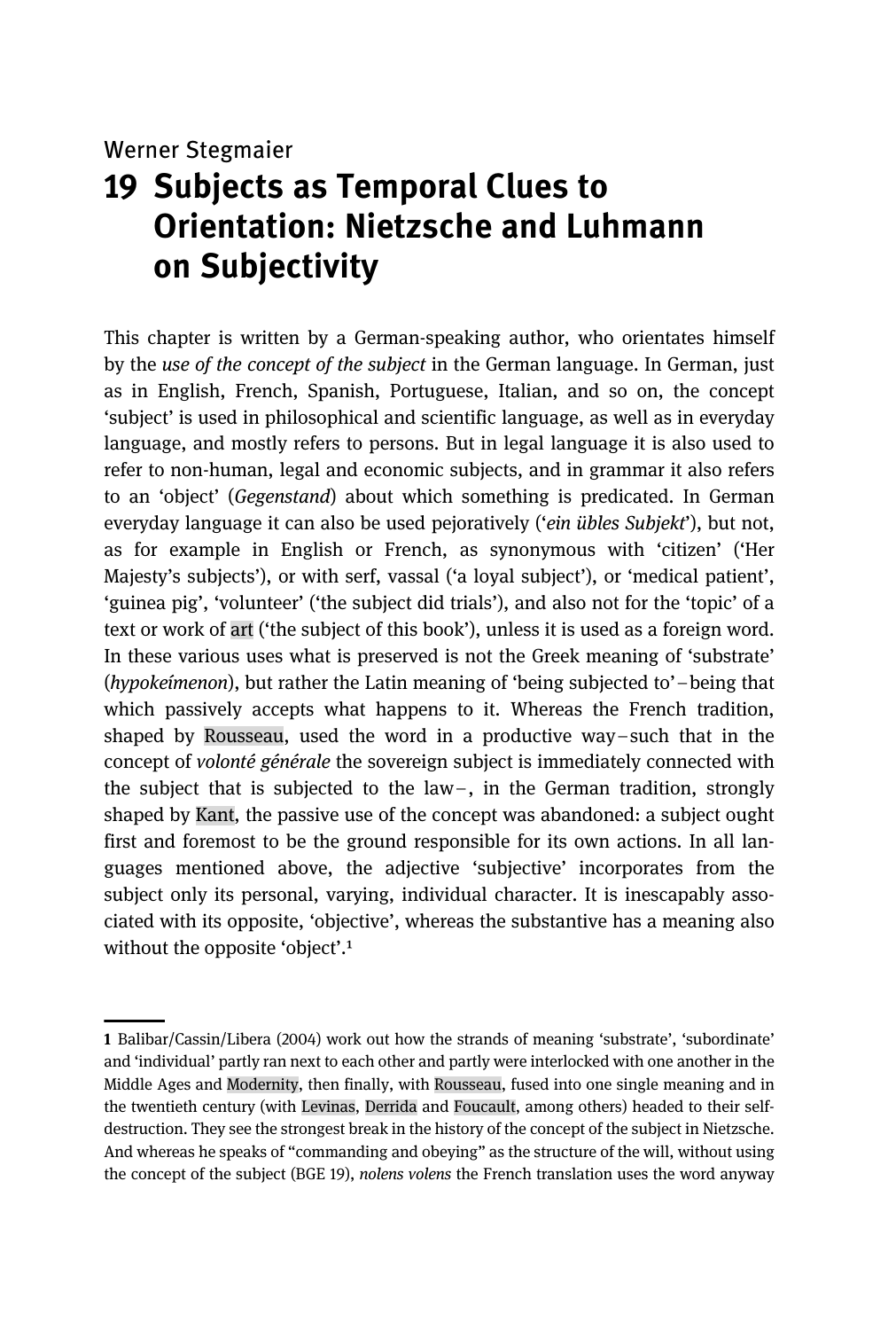Werner Stegmaier

# 19 Subjects as Temporal Clues to Orientation: Nietzsche and Luhmann on Subjectivity

This chapter is written by a German-speaking author, who orientates himself by the *use of the concept of the subject* in the German language. In German, just as in English, French, Spanish, Portuguese, Italian, and so on, the concept 'subject' is used in philosophical and scientific language, as well as in everyday language, and mostly refers to persons. But in legal language it is also used to refer to non-human, legal and economic subjects, and in grammar it also refers to an 'object' (*Gegenstand*) about which something is predicated. In German everyday language it can also be used pejoratively ('*ein übles Subjekt*'), but not, as for example in English or French, as synonymous with 'citizen' ('Her Majesty's subjects'), or with serf, vassal ('a loyal subject'), or 'medical patient', 'guinea pig', 'volunteer' ('the subject did trials'), and also not for the 'topic' of a text or work of art ('the subject of this book'), unless it is used as a foreign word. In these various uses what is preserved is not the Greek meaning of 'substrate' (*hypokeímenon*), but rather the Latin meaning of 'being subjected to' – being that which passively accepts what happens to it. Whereas the French tradition, shaped by Rousseau, used the word in a productive way – such that in the concept of *volonté générale* the sovereign subject is immediately connected with the subject that is subjected to the law –, in the German tradition, strongly shaped by Kant, the passive use of the concept was abandoned: a subject ought first and foremost to be the ground responsible for its own actions. In all languages mentioned above, the adjective 'subjective' incorporates from the subject only its personal, varying, individual character. It is inescapably associated with its opposite, 'objective', whereas the substantive has a meaning also without the opposite 'object'.[1]

---

**1** Balibar/Cassin/Libera (2004) work out how the strands of meaning 'substrate', 'subordinate' and 'individual' partly ran next to each other and partly were interlocked with one another in the Middle Ages and Modernity, then finally, with Rousseau, fused into one single meaning and in the twentieth century (with Levinas, Derrida and Foucault, among others) headed to their self-destruction. They see the strongest break in the history of the concept of the subject in Nietzsche. And whereas he speaks of "commanding and obeying" as the structure of the will, without using the concept of the subject (BGE 19), *nolens volens* the French translation uses the word anyway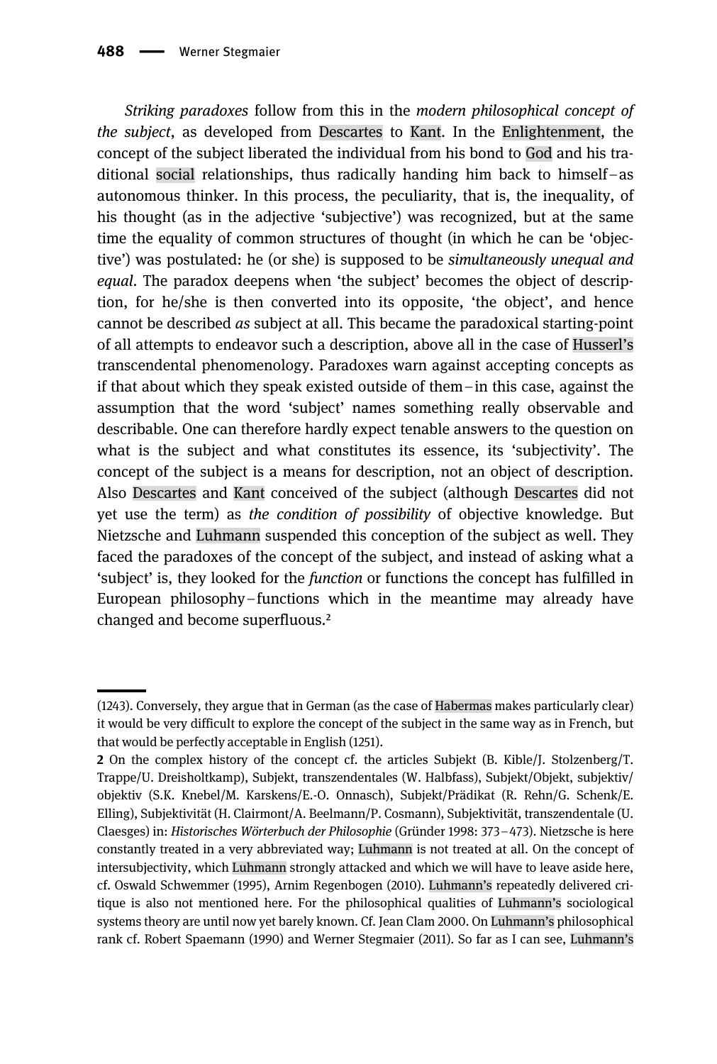*Striking paradoxes* follow from this in the *modern philosophical concept of the subject*, as developed from Descartes to Kant. In the Enlightenment, the concept of the subject liberated the individual from his bond to God and his traditional social relationships, thus radically handing him back to himself – as autonomous thinker. In this process, the peculiarity, that is, the inequality, of his thought (as in the adjective 'subjective') was recognized, but at the same time the equality of common structures of thought (in which he can be 'objective') was postulated: he (or she) is supposed to be *simultaneously unequal and equal*. The paradox deepens when 'the subject' becomes the object of description, for he/she is then converted into its opposite, 'the object', and hence cannot be described *as* subject at all. This became the paradoxical starting-point of all attempts to endeavor such a description, above all in the case of Husserl's transcendental phenomenology. Paradoxes warn against accepting concepts as if that about which they speak existed outside of them – in this case, against the assumption that the word 'subject' names something really observable and describable. One can therefore hardly expect tenable answers to the question on what is the subject and what constitutes its essence, its 'subjectivity'. The concept of the subject is a means for description, not an object of description. Also Descartes and Kant conceived of the subject (although Descartes did not yet use the term) as *the condition of possibility* of objective knowledge. But Nietzsche and Luhmann suspended this conception of the subject as well. They faced the paradoxes of the concept of the subject, and instead of asking what a 'subject' is, they looked for the *function* or functions the concept has fulfilled in European philosophy – functions which in the meantime may already have changed and become superfluous.[2]

---

(1243). Conversely, they argue that in German (as the case of Habermas makes particularly clear) it would be very difficult to explore the concept of the subject in the same way as in French, but that would be perfectly acceptable in English (1251).

2 On the complex history of the concept cf. the articles Subjekt (B. Kible/J. Stolzenberg/T. Trappe/U. Dreisholtkamp), Subjekt, transzendentales (W. Halbfass), Subjekt/Objekt, subjektiv/objektiv (S.K. Knebel/M. Karskens/E.-O. Onnasch), Subjekt/Prädikat (R. Rehn/G. Schenk/E. Elling), Subjektivität (H. Clairmont/A. Beelmann/P. Cosmann), Subjektivität, transzendentale (U. Claesges) in: *Historisches Wörterbuch der Philosophie* (Gründer 1998: 373 – 473). Nietzsche is here constantly treated in a very abbreviated way; Luhmann is not treated at all. On the concept of intersubjectivity, which Luhmann strongly attacked and which we will have to leave aside here, cf. Oswald Schwemmer (1995), Arnim Regenbogen (2010). Luhmann's repeatedly delivered critique is also not mentioned here. For the philosophical qualities of Luhmann's sociological systems theory are until now yet barely known. Cf. Jean Clam 2000. On Luhmann's philosophical rank cf. Robert Spaemann (1990) and Werner Stegmaier (2011). So far as I can see, Luhmann's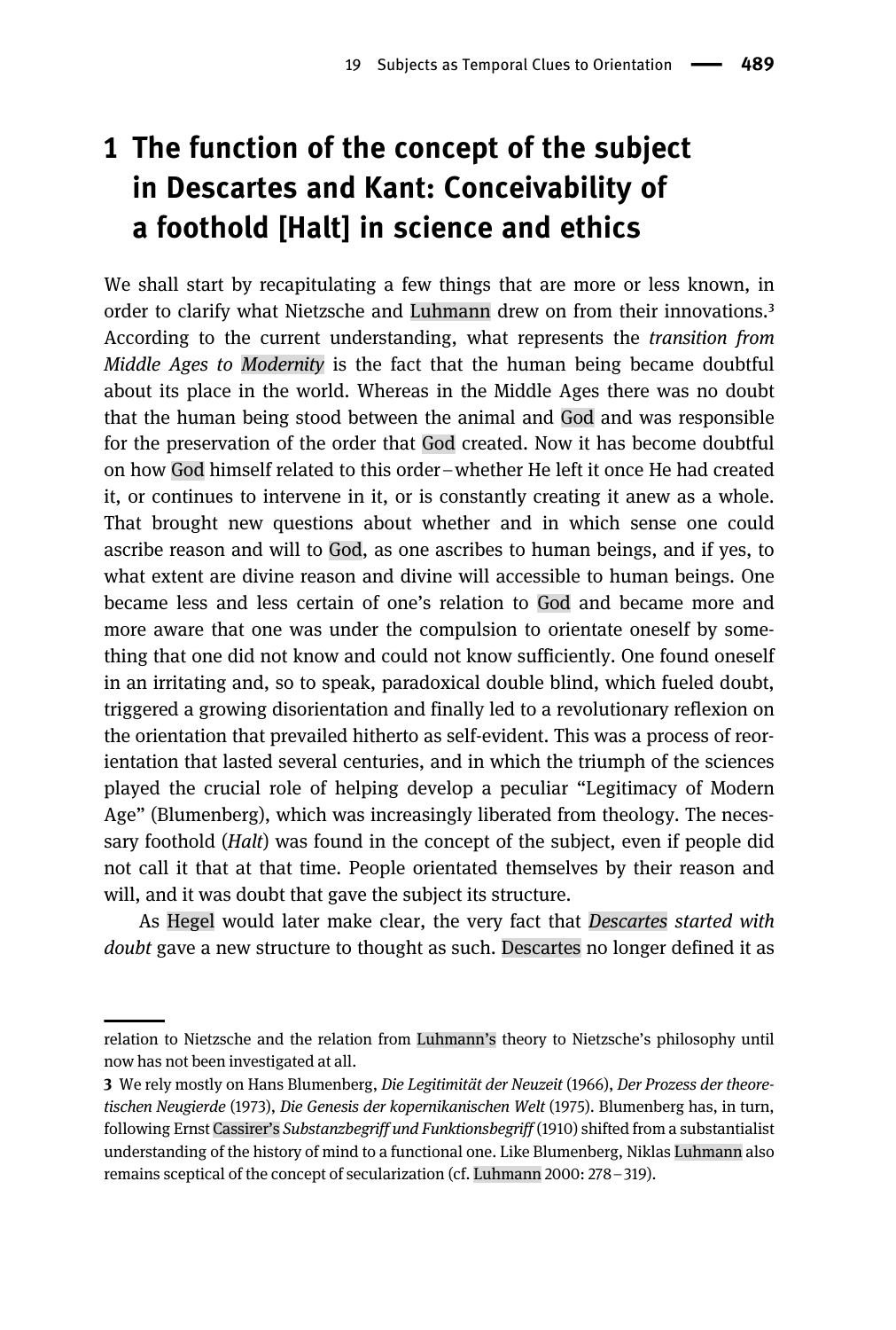# 1 The function of the concept of the subject in Descartes and Kant: Conceivability of a foothold [Halt] in science and ethics

We shall start by recapitulating a few things that are more or less known, in order to clarify what Nietzsche and Luhmann drew on from their innovations.[3] According to the current understanding, what represents the *transition from Middle Ages to Modernity* is the fact that the human being became doubtful about its place in the world. Whereas in the Middle Ages there was no doubt that the human being stood between the animal and God and was responsible for the preservation of the order that God created. Now it has become doubtful on how God himself related to this order – whether He left it once He had created it, or continues to intervene in it, or is constantly creating it anew as a whole. That brought new questions about whether and in which sense one could ascribe reason and will to God, as one ascribes to human beings, and if yes, to what extent are divine reason and divine will accessible to human beings. One became less and less certain of one's relation to God and became more and more aware that one was under the compulsion to orientate oneself by something that one did not know and could not know sufficiently. One found oneself in an irritating and, so to speak, paradoxical double blind, which fueled doubt, triggered a growing disorientation and finally led to a revolutionary reflexion on the orientation that prevailed hitherto as self-evident. This was a process of reorientation that lasted several centuries, and in which the triumph of the sciences played the crucial role of helping develop a peculiar "Legitimacy of Modern Age" (Blumenberg), which was increasingly liberated from theology. The necessary foothold (*Halt*) was found in the concept of the subject, even if people did not call it that at that time. People orientated themselves by their reason and will, and it was doubt that gave the subject its structure.

As Hegel would later make clear, the very fact that *Descartes started with doubt* gave a new structure to thought as such. Descartes no longer defined it as

---

relation to Nietzsche and the relation from Luhmann's theory to Nietzsche's philosophy until now has not been investigated at all.

3 We rely mostly on Hans Blumenberg, *Die Legitimität der Neuzeit* (1966), *Der Prozess der theoretischen Neugierde* (1973), *Die Genesis der kopernikanischen Welt* (1975). Blumenberg has, in turn, following Ernst Cassirer's *Substanzbegriff und Funktionsbegriff* (1910) shifted from a substantialist understanding of the history of mind to a functional one. Like Blumenberg, Niklas Luhmann also remains sceptical of the concept of secularization (cf. Luhmann 2000: 278–319).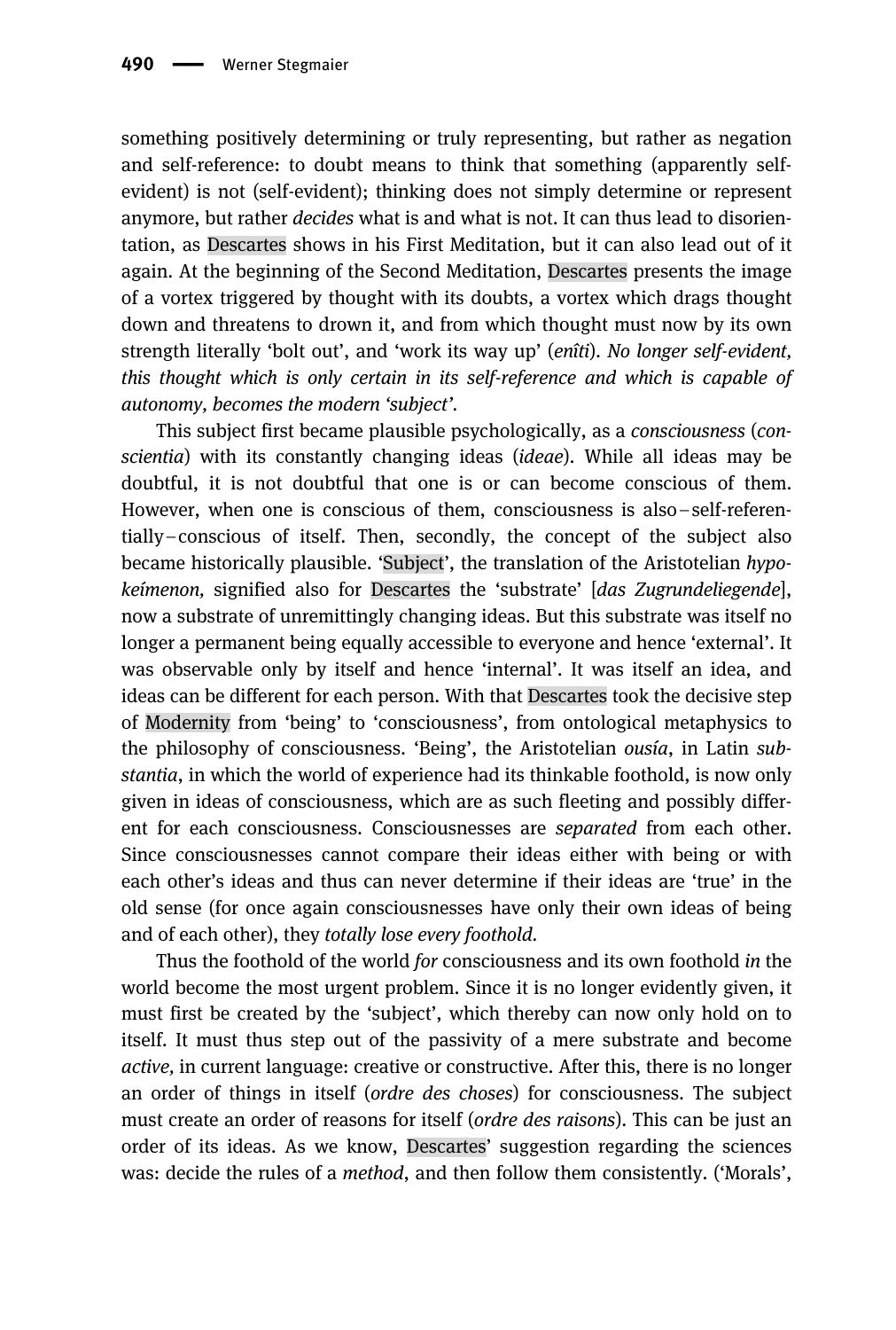something positively determining or truly representing, but rather as negation and self-reference: to doubt means to think that something (apparently self-evident) is not (self-evident); thinking does not simply determine or represent anymore, but rather *decides* what is and what is not. It can thus lead to disorientation, as Descartes shows in his First Meditation, but it can also lead out of it again. At the beginning of the Second Meditation, Descartes presents the image of a vortex triggered by thought with its doubts, a vortex which drags thought down and threatens to drown it, and from which thought must now by its own strength literally 'bolt out', and 'work its way up' (*enîti*). *No longer self-evident, this thought which is only certain in its self-reference and which is capable of autonomy, becomes the modern 'subject'*.

This subject first became plausible psychologically, as a *consciousness* (*conscientia*) with its constantly changing ideas (*ideae*). While all ideas may be doubtful, it is not doubtful that one is or can become conscious of them. However, when one is conscious of them, consciousness is also – self-referentially – conscious of itself. Then, secondly, the concept of the subject also became historically plausible. 'Subject', the translation of the Aristotelian *hypokeímenon,* signified also for Descartes the 'substrate' [*das Zugrundeliegende*], now a substrate of unremittingly changing ideas. But this substrate was itself no longer a permanent being equally accessible to everyone and hence 'external'. It was observable only by itself and hence 'internal'. It was itself an idea, and ideas can be different for each person. With that Descartes took the decisive step of Modernity from 'being' to 'consciousness', from ontological metaphysics to the philosophy of consciousness. 'Being', the Aristotelian *ousía*, in Latin *substantia*, in which the world of experience had its thinkable foothold, is now only given in ideas of consciousness, which are as such fleeting and possibly different for each consciousness. Consciousnesses are *separated* from each other. Since consciousnesses cannot compare their ideas either with being or with each other's ideas and thus can never determine if their ideas are 'true' in the old sense (for once again consciousnesses have only their own ideas of being and of each other), they *totally lose every foothold.*

Thus the foothold of the world *for* consciousness and its own foothold *in* the world become the most urgent problem. Since it is no longer evidently given, it must first be created by the 'subject', which thereby can now only hold on to itself. It must thus step out of the passivity of a mere substrate and become *active,* in current language: creative or constructive. After this, there is no longer an order of things in itself (*ordre des choses*) for consciousness. The subject must create an order of reasons for itself (*ordre des raisons*). This can be just an order of its ideas. As we know, Descartes' suggestion regarding the sciences was: decide the rules of a *method*, and then follow them consistently. ('Morals',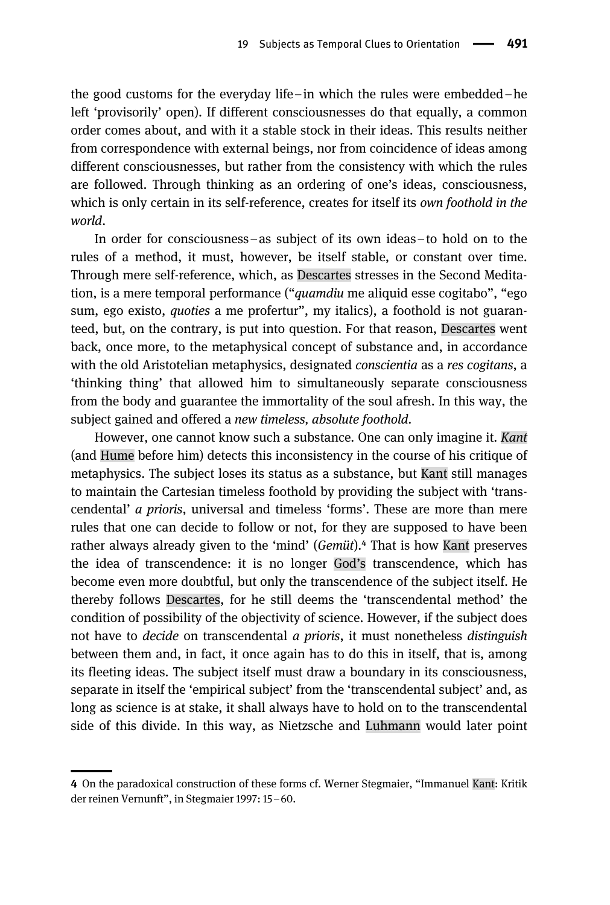the good customs for the everyday life – in which the rules were embedded – he left 'provisorily' open). If different consciousnesses do that equally, a common order comes about, and with it a stable stock in their ideas. This results neither from correspondence with external beings, nor from coincidence of ideas among different consciousnesses, but rather from the consistency with which the rules are followed. Through thinking as an ordering of one's ideas, consciousness, which is only certain in its self-reference, creates for itself its *own foothold in the world*.

In order for consciousness – as subject of its own ideas – to hold on to the rules of a method, it must, however, be itself stable, or constant over time. Through mere self-reference, which, as Descartes stresses in the Second Meditation, is a mere temporal performance ("*quamdiu* me aliquid esse cogitabo", "ego sum, ego existo, *quoties* a me profertur", my italics), a foothold is not guaranteed, but, on the contrary, is put into question. For that reason, Descartes went back, once more, to the metaphysical concept of substance and, in accordance with the old Aristotelian metaphysics, designated *conscientia* as a *res cogitans*, a 'thinking thing' that allowed him to simultaneously separate consciousness from the body and guarantee the immortality of the soul afresh. In this way, the subject gained and offered a *new timeless, absolute foothold*.

However, one cannot know such a substance. One can only imagine it. *Kant* (and Hume before him) detects this inconsistency in the course of his critique of metaphysics. The subject loses its status as a substance, but Kant still manages to maintain the Cartesian timeless foothold by providing the subject with 'transcendental' *a prioris*, universal and timeless 'forms'. These are more than mere rules that one can decide to follow or not, for they are supposed to have been rather always already given to the 'mind' (*Gemüt*).[4] That is how Kant preserves the idea of transcendence: it is no longer God's transcendence, which has become even more doubtful, but only the transcendence of the subject itself. He thereby follows Descartes, for he still deems the 'transcendental method' the condition of possibility of the objectivity of science. However, if the subject does not have to *decide* on transcendental *a prioris*, it must nonetheless *distinguish* between them and, in fact, it once again has to do this in itself, that is, among its fleeting ideas. The subject itself must draw a boundary in its consciousness, separate in itself the 'empirical subject' from the 'transcendental subject' and, as long as science is at stake, it shall always have to hold on to the transcendental side of this divide. In this way, as Nietzsche and Luhmann would later point

---

4 On the paradoxical construction of these forms cf. Werner Stegmaier, "Immanuel Kant: Kritik der reinen Vernunft", in Stegmaier 1997: 15 – 60.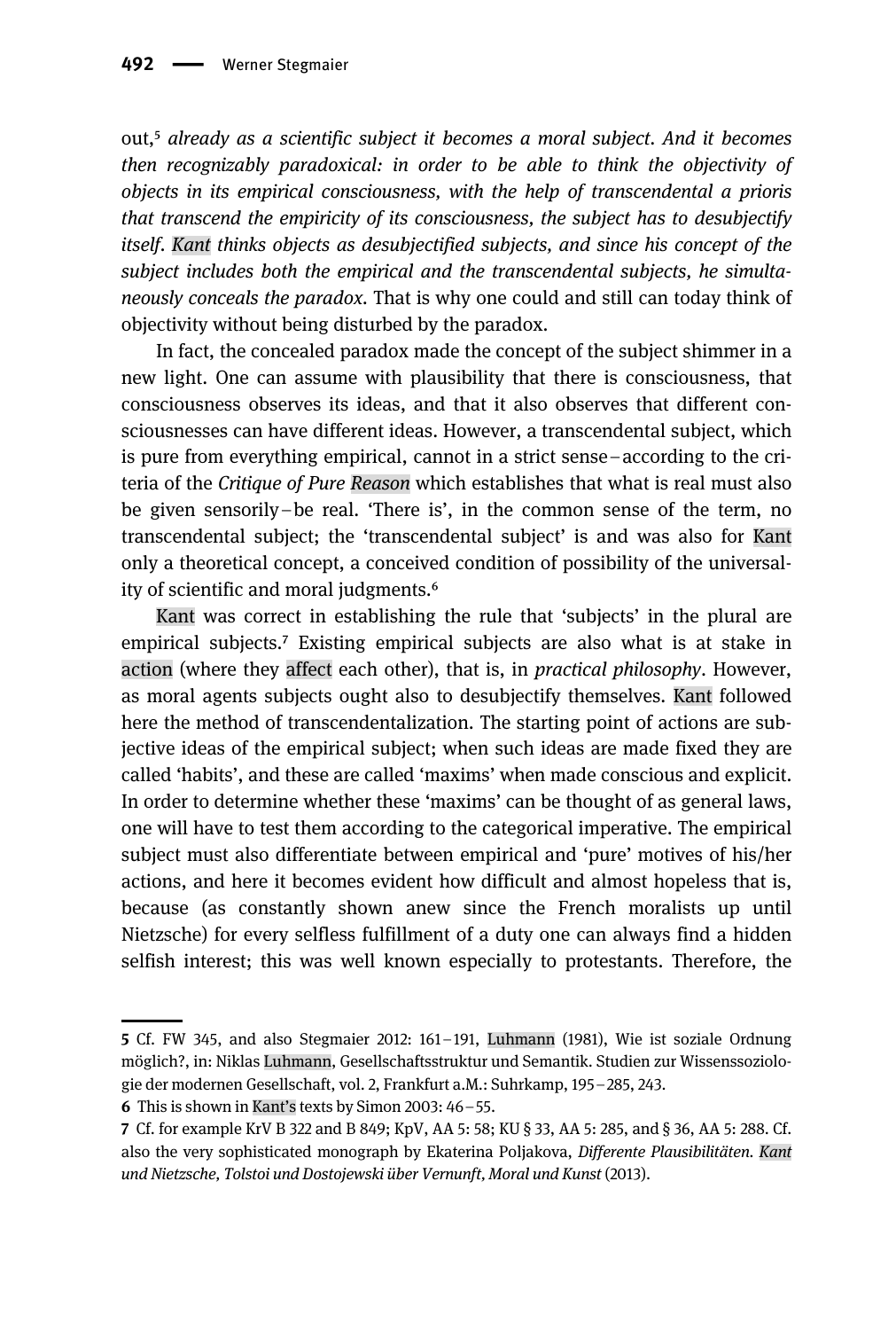out,[5] *already as a scientific subject it becomes a moral subject. And it becomes then recognizably paradoxical: in order to be able to think the objectivity of objects in its empirical consciousness, with the help of transcendental a prioris that transcend the empiricity of its consciousness, the subject has to desubjectify itself. Kant thinks objects as desubjectified subjects, and since his concept of the subject includes both the empirical and the transcendental subjects, he simultaneously conceals the paradox*. That is why one could and still can today think of objectivity without being disturbed by the paradox.

In fact, the concealed paradox made the concept of the subject shimmer in a new light. One can assume with plausibility that there is consciousness, that consciousness observes its ideas, and that it also observes that different consciousnesses can have different ideas. However, a transcendental subject, which is pure from everything empirical, cannot in a strict sense – according to the criteria of the *Critique of Pure Reason* which establishes that what is real must also be given sensorily – be real. 'There is', in the common sense of the term, no transcendental subject; the 'transcendental subject' is and was also for Kant only a theoretical concept, a conceived condition of possibility of the universality of scientific and moral judgments.[6]

Kant was correct in establishing the rule that 'subjects' in the plural are empirical subjects.[7] Existing empirical subjects are also what is at stake in action (where they affect each other), that is, in *practical philosophy*. However, as moral agents subjects ought also to desubjectify themselves. Kant followed here the method of transcendentalization. The starting point of actions are subjective ideas of the empirical subject; when such ideas are made fixed they are called 'habits', and these are called 'maxims' when made conscious and explicit. In order to determine whether these 'maxims' can be thought of as general laws, one will have to test them according to the categorical imperative. The empirical subject must also differentiate between empirical and 'pure' motives of his/her actions, and here it becomes evident how difficult and almost hopeless that is, because (as constantly shown anew since the French moralists up until Nietzsche) for every selfless fulfillment of a duty one can always find a hidden selfish interest; this was well known especially to protestants. Therefore, the

---

**5** Cf. FW 345, and also Stegmaier 2012: 161 – 191, Luhmann (1981), Wie ist soziale Ordnung möglich?, in: Niklas Luhmann, Gesellschaftsstruktur und Semantik. Studien zur Wissenssoziologie der modernen Gesellschaft, vol. 2, Frankfurt a.M.: Suhrkamp, 195 – 285, 243.

**6** This is shown in Kant's texts by Simon 2003: 46 – 55.

**7** Cf. for example KrV B 322 and B 849; KpV, AA 5: 58; KU § 33, AA 5: 285, and § 36, AA 5: 288. Cf. also the very sophisticated monograph by Ekaterina Poljakova, *Differente Plausibilitäten. Kant und Nietzsche, Tolstoi und Dostojewski über Vernunft, Moral und Kunst* (2013).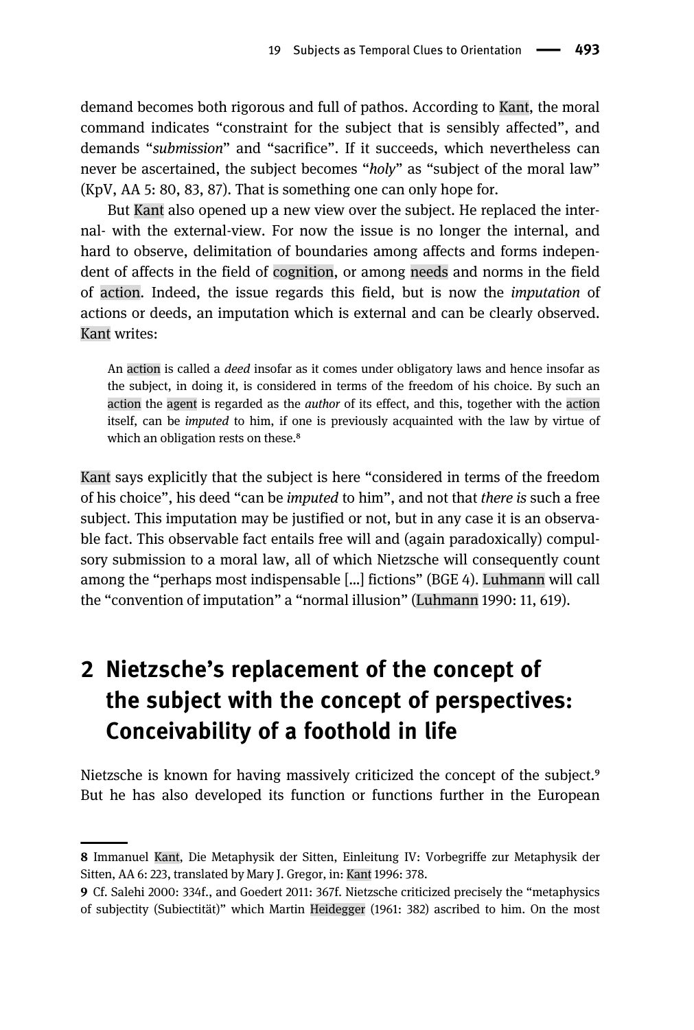demand becomes both rigorous and full of pathos. According to Kant, the moral command indicates "constraint for the subject that is sensibly affected", and demands "*submission*" and "sacrifice". If it succeeds, which nevertheless can never be ascertained, the subject becomes "*holy*" as "subject of the moral law" (KpV, AA 5: 80, 83, 87). That is something one can only hope for.

But Kant also opened up a new view over the subject. He replaced the internal- with the external-view. For now the issue is no longer the internal, and hard to observe, delimitation of boundaries among affects and forms independent of affects in the field of cognition, or among needs and norms in the field of action. Indeed, the issue regards this field, but is now the *imputation* of actions or deeds, an imputation which is external and can be clearly observed. Kant writes:

> An action is called a *deed* insofar as it comes under obligatory laws and hence insofar as the subject, in doing it, is considered in terms of the freedom of his choice. By such an action the agent is regarded as the *author* of its effect, and this, together with the action itself, can be *imputed* to him, if one is previously acquainted with the law by virtue of which an obligation rests on these.[8]

Kant says explicitly that the subject is here "considered in terms of the freedom of his choice", his deed "can be *imputed* to him", and not that *there is* such a free subject. This imputation may be justified or not, but in any case it is an observable fact. This observable fact entails free will and (again paradoxically) compulsory submission to a moral law, all of which Nietzsche will consequently count among the "perhaps most indispensable [...] fictions" (BGE 4). Luhmann will call the "convention of imputation" a "normal illusion" (Luhmann 1990: 11, 619).

# 2 Nietzsche's replacement of the concept of the subject with the concept of perspectives: Conceivability of a foothold in life

Nietzsche is known for having massively criticized the concept of the subject.[9] But he has also developed its function or functions further in the European

---

**8** Immanuel Kant, Die Metaphysik der Sitten, Einleitung IV: Vorbegriffe zur Metaphysik der Sitten, AA 6: 223, translated by Mary J. Gregor, in: Kant 1996: 378.

**9** Cf. Salehi 2000: 334f., and Goedert 2011: 367f. Nietzsche criticized precisely the "metaphysics of subjectity (Subiectität)" which Martin Heidegger (1961: 382) ascribed to him. On the most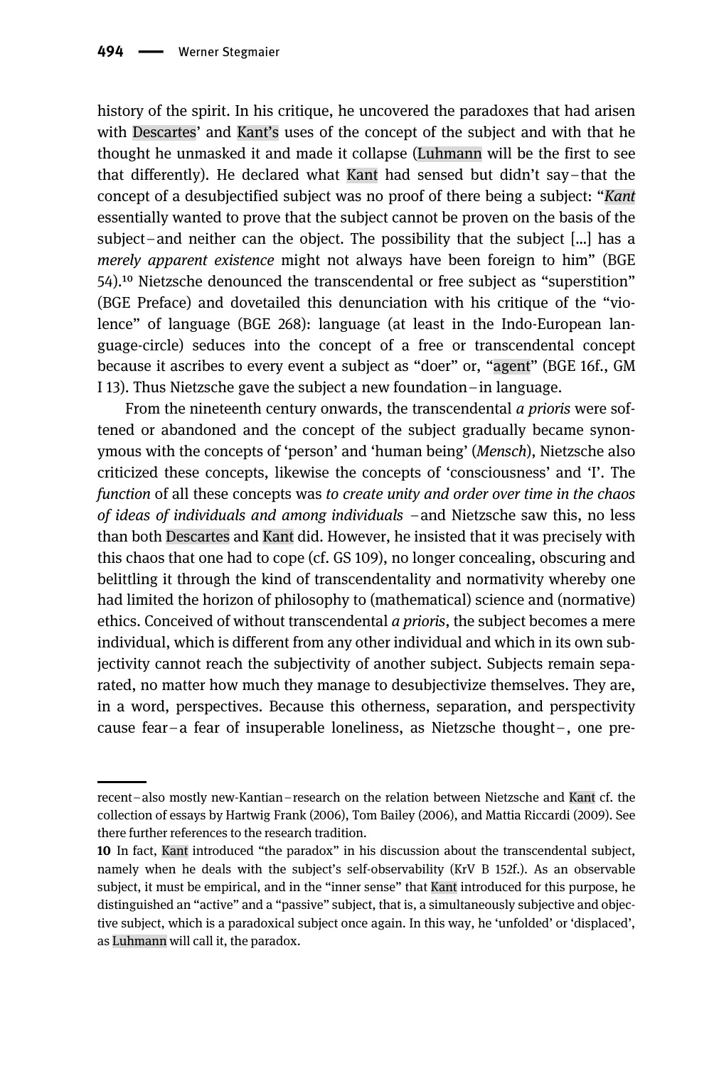history of the spirit. In his critique, he uncovered the paradoxes that had arisen with Descartes' and Kant's uses of the concept of the subject and with that he thought he unmasked it and made it collapse (Luhmann will be the first to see that differently). He declared what Kant had sensed but didn't say – that the concept of a desubjectified subject was no proof of there being a subject: "*Kant* essentially wanted to prove that the subject cannot be proven on the basis of the subject – and neither can the object. The possibility that the subject [...] has a *merely apparent existence* might not always have been foreign to him" (BGE 54).[10] Nietzsche denounced the transcendental or free subject as "superstition" (BGE Preface) and dovetailed this denunciation with his critique of the "violence" of language (BGE 268): language (at least in the Indo-European language-circle) seduces into the concept of a free or transcendental concept because it ascribes to every event a subject as "doer" or, "agent" (BGE 16f., GM I 13). Thus Nietzsche gave the subject a new foundation – in language.

From the nineteenth century onwards, the transcendental *a prioris* were softened or abandoned and the concept of the subject gradually became synonymous with the concepts of 'person' and 'human being' (*Mensch*), Nietzsche also criticized these concepts, likewise the concepts of 'consciousness' and 'I'. The *function* of all these concepts was *to create unity and order over time in the chaos of ideas of individuals and among individuals* – and Nietzsche saw this, no less than both Descartes and Kant did. However, he insisted that it was precisely with this chaos that one had to cope (cf. GS 109), no longer concealing, obscuring and belittling it through the kind of transcendentality and normativity whereby one had limited the horizon of philosophy to (mathematical) science and (normative) ethics. Conceived of without transcendental *a prioris*, the subject becomes a mere individual, which is different from any other individual and which in its own subjectivity cannot reach the subjectivity of another subject. Subjects remain separated, no matter how much they manage to desubjectivize themselves. They are, in a word, perspectives. Because this otherness, separation, and perspectivity cause fear – a fear of insuperable loneliness, as Nietzsche thought –, one pre-

---

recent – also mostly new-Kantian – research on the relation between Nietzsche and Kant cf. the collection of essays by Hartwig Frank (2006), Tom Bailey (2006), and Mattia Riccardi (2009). See there further references to the research tradition.

**10** In fact, Kant introduced "the paradox" in his discussion about the transcendental subject, namely when he deals with the subject's self-observability (KrV B 152f.). As an observable subject, it must be empirical, and in the "inner sense" that Kant introduced for this purpose, he distinguished an "active" and a "passive" subject, that is, a simultaneously subjective and objective subject, which is a paradoxical subject once again. In this way, he 'unfolded' or 'displaced', as Luhmann will call it, the paradox.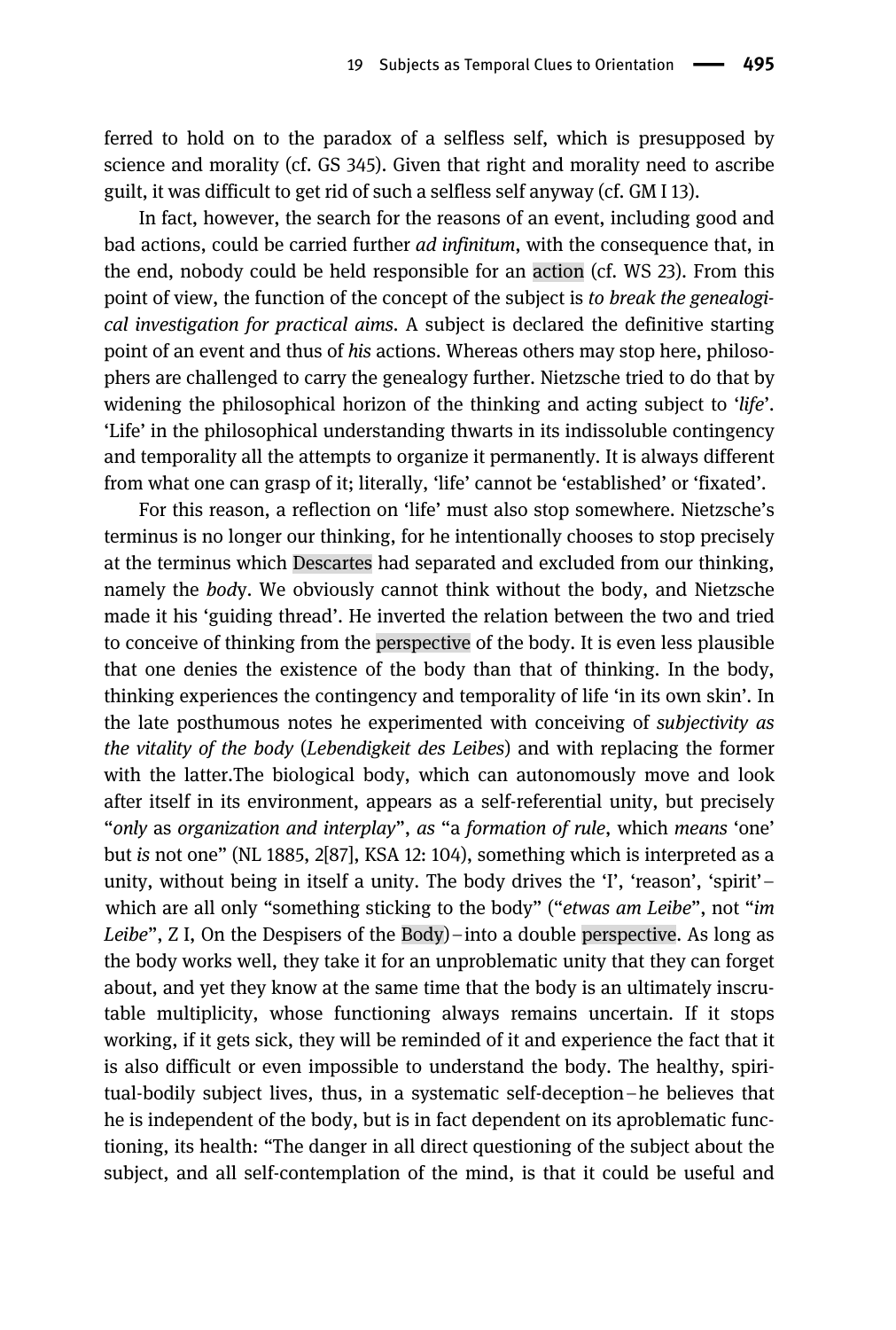ferred to hold on to the paradox of a selfless self, which is presupposed by science and morality (cf. GS 345). Given that right and morality need to ascribe guilt, it was difficult to get rid of such a selfless self anyway (cf. GM I 13).

In fact, however, the search for the reasons of an event, including good and bad actions, could be carried further *ad infinitum*, with the consequence that, in the end, nobody could be held responsible for an action (cf. WS 23). From this point of view, the function of the concept of the subject is *to break the genealogical investigation for practical aims*. A subject is declared the definitive starting point of an event and thus of *his* actions. Whereas others may stop here, philosophers are challenged to carry the genealogy further. Nietzsche tried to do that by widening the philosophical horizon of the thinking and acting subject to '*life*'. 'Life' in the philosophical understanding thwarts in its indissoluble contingency and temporality all the attempts to organize it permanently. It is always different from what one can grasp of it; literally, 'life' cannot be 'established' or 'fixated'.

For this reason, a reflection on 'life' must also stop somewhere. Nietzsche's terminus is no longer our thinking, for he intentionally chooses to stop precisely at the terminus which Descartes had separated and excluded from our thinking, namely the *bod*y. We obviously cannot think without the body, and Nietzsche made it his 'guiding thread'. He inverted the relation between the two and tried to conceive of thinking from the perspective of the body. It is even less plausible that one denies the existence of the body than that of thinking. In the body, thinking experiences the contingency and temporality of life 'in its own skin'. In the late posthumous notes he experimented with conceiving of *subjectivity as the vitality of the body* (*Lebendigkeit des Leibes*) and with replacing the former with the latter.The biological body, which can autonomously move and look after itself in its environment, appears as a self-referential unity, but precisely "*only* as *organization and interplay*", *as* "a *formation of rule*, which *means* 'one' but *is* not one" (NL 1885, 2[87], KSA 12: 104), something which is interpreted as a unity, without being in itself a unity. The body drives the 'I', 'reason', 'spirit' – which are all only "something sticking to the body" ("*etwas am Leibe*", not "*im Leibe*", Z I, On the Despisers of the Body) – into a double perspective. As long as the body works well, they take it for an unproblematic unity that they can forget about, and yet they know at the same time that the body is an ultimately inscrutable multiplicity, whose functioning always remains uncertain. If it stops working, if it gets sick, they will be reminded of it and experience the fact that it is also difficult or even impossible to understand the body. The healthy, spiritual-bodily subject lives, thus, in a systematic self-deception – he believes that he is independent of the body, but is in fact dependent on its aproblematic functioning, its health: "The danger in all direct questioning of the subject about the subject, and all self-contemplation of the mind, is that it could be useful and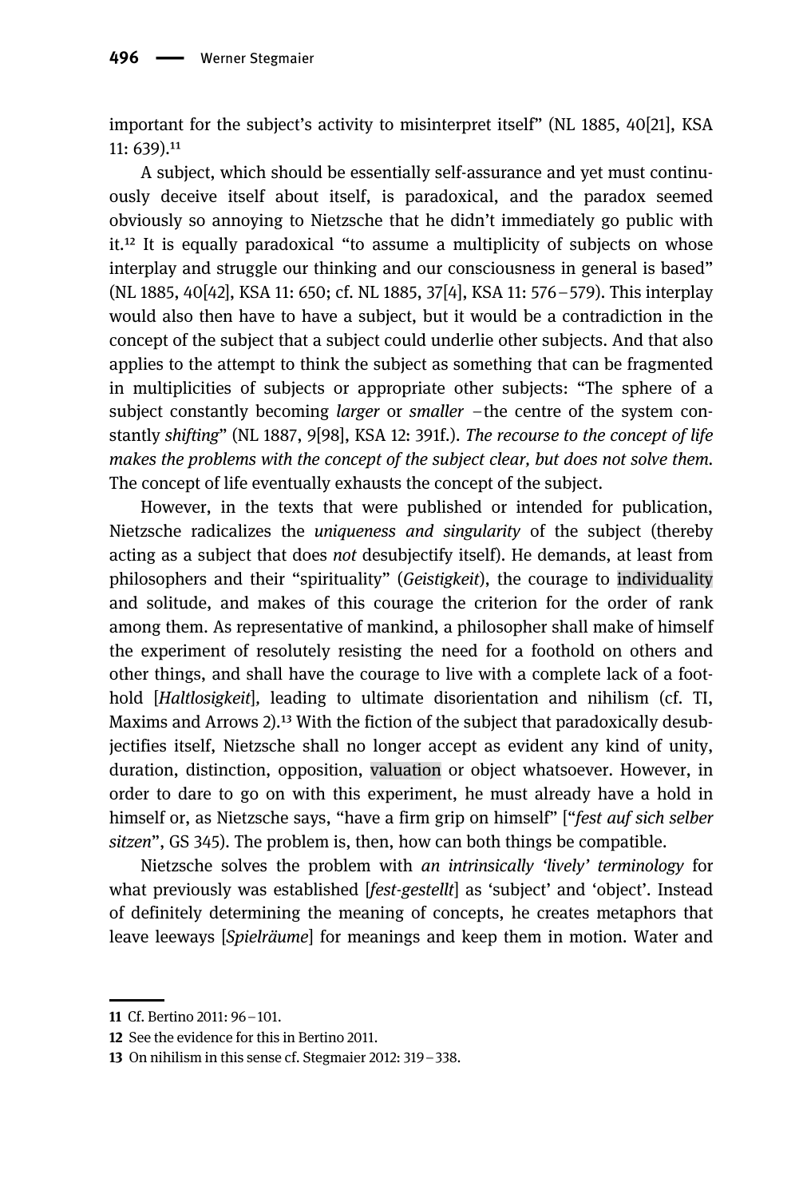important for the subject's activity to misinterpret itself" (NL 1885, 40[21], KSA 11: 639).[11]

A subject, which should be essentially self-assurance and yet must continuously deceive itself about itself, is paradoxical, and the paradox seemed obviously so annoying to Nietzsche that he didn't immediately go public with it.[12] It is equally paradoxical "to assume a multiplicity of subjects on whose interplay and struggle our thinking and our consciousness in general is based" (NL 1885, 40[42], KSA 11: 650; cf. NL 1885, 37[4], KSA 11: 576–579). This interplay would also then have to have a subject, but it would be a contradiction in the concept of the subject that a subject could underlie other subjects. And that also applies to the attempt to think the subject as something that can be fragmented in multiplicities of subjects or appropriate other subjects: "The sphere of a subject constantly becoming *larger* or *smaller* – the centre of the system constantly *shifting*" (NL 1887, 9[98], KSA 12: 391f.). *The recourse to the concept of life makes the problems with the concept of the subject clear, but does not solve them.* The concept of life eventually exhausts the concept of the subject.

However, in the texts that were published or intended for publication, Nietzsche radicalizes the *uniqueness and singularity* of the subject (thereby acting as a subject that does *not* desubjectify itself). He demands, at least from philosophers and their "spirituality" (*Geistigkeit*), the courage to individuality and solitude, and makes of this courage the criterion for the order of rank among them. As representative of mankind, a philosopher shall make of himself the experiment of resolutely resisting the need for a foothold on others and other things, and shall have the courage to live with a complete lack of a foothold [*Haltlosigkeit*], leading to ultimate disorientation and nihilism (cf. TI, Maxims and Arrows 2).[13] With the fiction of the subject that paradoxically desubjectifies itself, Nietzsche shall no longer accept as evident any kind of unity, duration, distinction, opposition, valuation or object whatsoever. However, in order to dare to go on with this experiment, he must already have a hold in himself or, as Nietzsche says, "have a firm grip on himself" ["*fest auf sich selber sitzen*", GS 345). The problem is, then, how can both things be compatible.

Nietzsche solves the problem with *an intrinsically 'lively' terminology* for what previously was established [*fest-gestellt*] as 'subject' and 'object'. Instead of definitely determining the meaning of concepts, he creates metaphors that leave leeways [*Spielräume*] for meanings and keep them in motion. Water and

---

11 Cf. Bertino 2011: 96–101.

12 See the evidence for this in Bertino 2011.

13 On nihilism in this sense cf. Stegmaier 2012: 319–338.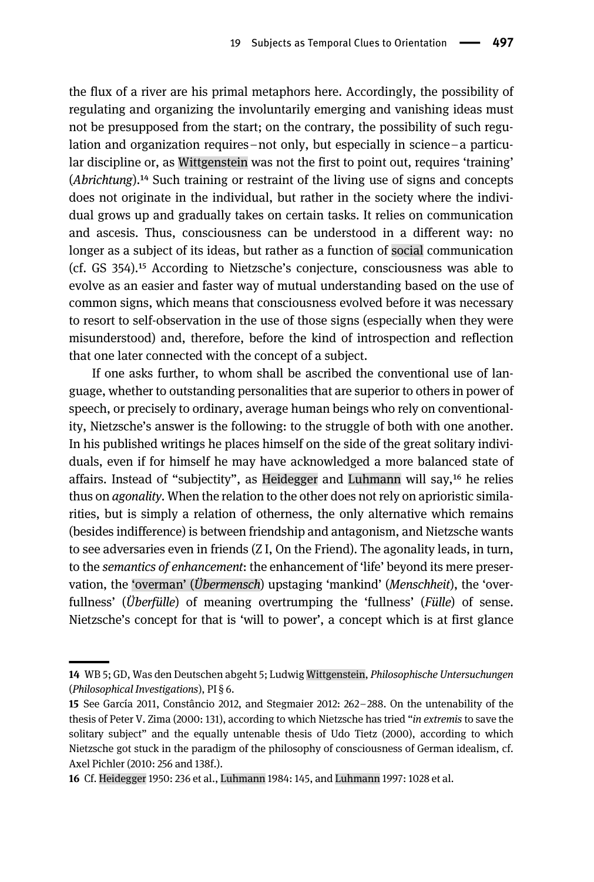the flux of a river are his primal metaphors here. Accordingly, the possibility of regulating and organizing the involuntarily emerging and vanishing ideas must not be presupposed from the start; on the contrary, the possibility of such regulation and organization requires – not only, but especially in science – a particular discipline or, as Wittgenstein was not the first to point out, requires 'training' (*Abrichtung*).[14] Such training or restraint of the living use of signs and concepts does not originate in the individual, but rather in the society where the individual grows up and gradually takes on certain tasks. It relies on communication and ascesis. Thus, consciousness can be understood in a different way: no longer as a subject of its ideas, but rather as a function of social communication (cf. GS 354).[15] According to Nietzsche's conjecture, consciousness was able to evolve as an easier and faster way of mutual understanding based on the use of common signs, which means that consciousness evolved before it was necessary to resort to self-observation in the use of those signs (especially when they were misunderstood) and, therefore, before the kind of introspection and reflection that one later connected with the concept of a subject.

If one asks further, to whom shall be ascribed the conventional use of language, whether to outstanding personalities that are superior to others in power of speech, or precisely to ordinary, average human beings who rely on conventionality, Nietzsche's answer is the following: to the struggle of both with one another. In his published writings he places himself on the side of the great solitary individuals, even if for himself he may have acknowledged a more balanced state of affairs. Instead of "subjectity", as Heidegger and Luhmann will say,[16] he relies thus on *agonality*. When the relation to the other does not rely on aprioristic similarities, but is simply a relation of otherness, the only alternative which remains (besides indifference) is between friendship and antagonism, and Nietzsche wants to see adversaries even in friends (Z I, On the Friend). The agonality leads, in turn, to the *semantics of enhancement*: the enhancement of 'life' beyond its mere preservation, the 'overman' (*Übermensch*) upstaging 'mankind' (*Menschheit*), the 'overfullness' (*Überfülle*) of meaning overtrumping the 'fullness' (*Fülle*) of sense. Nietzsche's concept for that is 'will to power', a concept which is at first glance

---

**14** WB 5; GD, Was den Deutschen abgeht 5; Ludwig Wittgenstein, *Philosophische Untersuchungen* (*Philosophical Investigations*), PI § 6.

**15** See García 2011, Constâncio 2012, and Stegmaier 2012: 262 – 288. On the untenability of the thesis of Peter V. Zima (2000: 131), according to which Nietzsche has tried "*in extremis* to save the solitary subject" and the equally untenable thesis of Udo Tietz (2000), according to which Nietzsche got stuck in the paradigm of the philosophy of consciousness of German idealism, cf. Axel Pichler (2010: 256 and 138f.).

**16** Cf. Heidegger 1950: 236 et al., Luhmann 1984: 145, and Luhmann 1997: 1028 et al.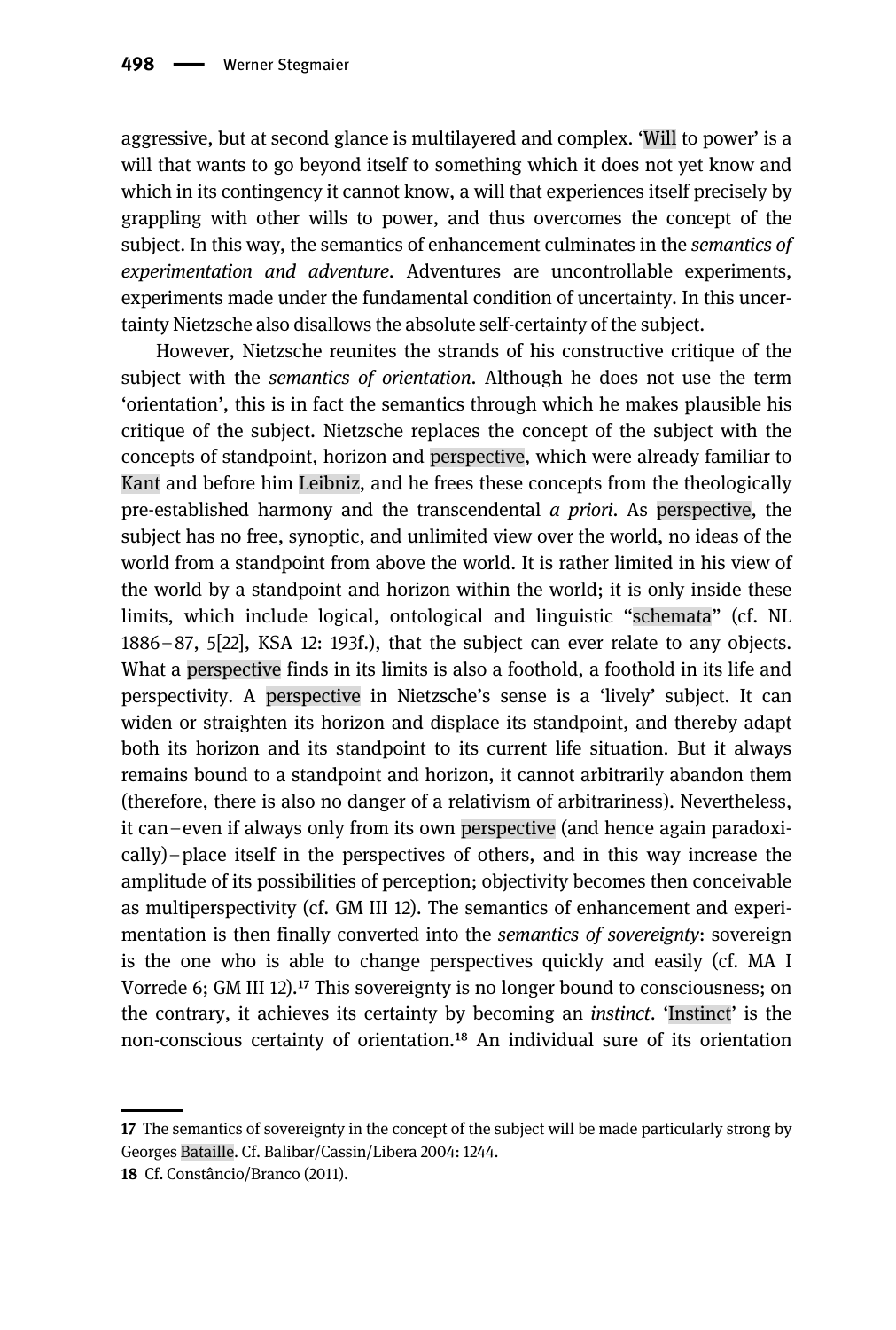aggressive, but at second glance is multilayered and complex. 'Will to power' is a will that wants to go beyond itself to something which it does not yet know and which in its contingency it cannot know, a will that experiences itself precisely by grappling with other wills to power, and thus overcomes the concept of the subject. In this way, the semantics of enhancement culminates in the *semantics of experimentation and adventure*. Adventures are uncontrollable experiments, experiments made under the fundamental condition of uncertainty. In this uncertainty Nietzsche also disallows the absolute self-certainty of the subject.

However, Nietzsche reunites the strands of his constructive critique of the subject with the *semantics of orientation*. Although he does not use the term 'orientation', this is in fact the semantics through which he makes plausible his critique of the subject. Nietzsche replaces the concept of the subject with the concepts of standpoint, horizon and perspective, which were already familiar to Kant and before him Leibniz, and he frees these concepts from the theologically pre-established harmony and the transcendental *a priori*. As perspective, the subject has no free, synoptic, and unlimited view over the world, no ideas of the world from a standpoint from above the world. It is rather limited in his view of the world by a standpoint and horizon within the world; it is only inside these limits, which include logical, ontological and linguistic "schemata" (cf. NL 1886–87, 5[22], KSA 12: 193f.), that the subject can ever relate to any objects. What a perspective finds in its limits is also a foothold, a foothold in its life and perspectivity. A perspective in Nietzsche's sense is a 'lively' subject. It can widen or straighten its horizon and displace its standpoint, and thereby adapt both its horizon and its standpoint to its current life situation. But it always remains bound to a standpoint and horizon, it cannot arbitrarily abandon them (therefore, there is also no danger of a relativism of arbitrariness). Nevertheless, it can – even if always only from its own perspective (and hence again paradoxically) – place itself in the perspectives of others, and in this way increase the amplitude of its possibilities of perception; objectivity becomes then conceivable as multiperspectivity (cf. GM III 12). The semantics of enhancement and experimentation is then finally converted into the *semantics of sovereignty*: sovereign is the one who is able to change perspectives quickly and easily (cf. MA I Vorrede 6; GM III 12).[17] This sovereignty is no longer bound to consciousness; on the contrary, it achieves its certainty by becoming an *instinct*. 'Instinct' is the non-conscious certainty of orientation.[18] An individual sure of its orientation

---

17 The semantics of sovereignty in the concept of the subject will be made particularly strong by Georges Bataille. Cf. Balibar/Cassin/Libera 2004: 1244.

18 Cf. Constâncio/Branco (2011).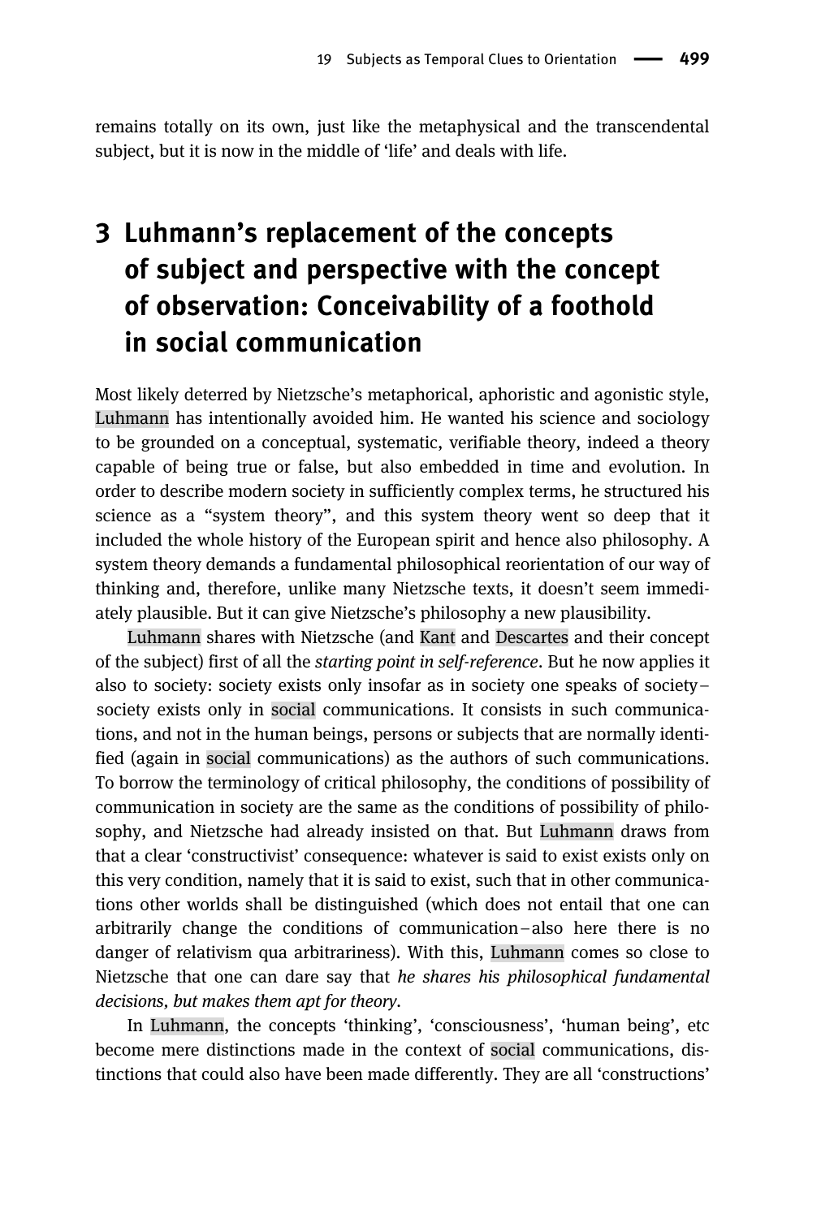remains totally on its own, just like the metaphysical and the transcendental subject, but it is now in the middle of 'life' and deals with life.

## 3 Luhmann's replacement of the concepts of subject and perspective with the concept of observation: Conceivability of a foothold in social communication

Most likely deterred by Nietzsche's metaphorical, aphoristic and agonistic style, Luhmann has intentionally avoided him. He wanted his science and sociology to be grounded on a conceptual, systematic, verifiable theory, indeed a theory capable of being true or false, but also embedded in time and evolution. In order to describe modern society in sufficiently complex terms, he structured his science as a "system theory", and this system theory went so deep that it included the whole history of the European spirit and hence also philosophy. A system theory demands a fundamental philosophical reorientation of our way of thinking and, therefore, unlike many Nietzsche texts, it doesn't seem immediately plausible. But it can give Nietzsche's philosophy a new plausibility.

Luhmann shares with Nietzsche (and Kant and Descartes and their concept of the subject) first of all the *starting point in self-reference*. But he now applies it also to society: society exists only insofar as in society one speaks of society – society exists only in social communications. It consists in such communications, and not in the human beings, persons or subjects that are normally identified (again in social communications) as the authors of such communications. To borrow the terminology of critical philosophy, the conditions of possibility of communication in society are the same as the conditions of possibility of philosophy, and Nietzsche had already insisted on that. But Luhmann draws from that a clear 'constructivist' consequence: whatever is said to exist exists only on this very condition, namely that it is said to exist, such that in other communications other worlds shall be distinguished (which does not entail that one can arbitrarily change the conditions of communication – also here there is no danger of relativism qua arbitrariness). With this, Luhmann comes so close to Nietzsche that one can dare say that *he shares his philosophical fundamental decisions, but makes them apt for theory*.

In Luhmann, the concepts 'thinking', 'consciousness', 'human being', etc become mere distinctions made in the context of social communications, distinctions that could also have been made differently. They are all 'constructions'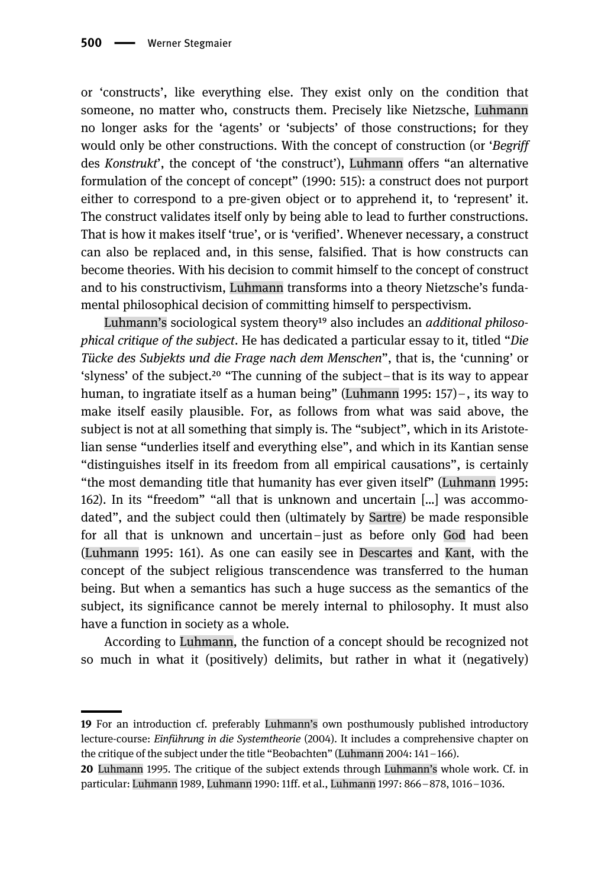or 'constructs', like everything else. They exist only on the condition that someone, no matter who, constructs them. Precisely like Nietzsche, Luhmann no longer asks for the 'agents' or 'subjects' of those constructions; for they would only be other constructions. With the concept of construction (or '*Begriff* des *Konstrukt*', the concept of 'the construct'), Luhmann offers "an alternative formulation of the concept of concept" (1990: 515): a construct does not purport either to correspond to a pre-given object or to apprehend it, to 'represent' it. The construct validates itself only by being able to lead to further constructions. That is how it makes itself 'true', or is 'verified'. Whenever necessary, a construct can also be replaced and, in this sense, falsified. That is how constructs can become theories. With his decision to commit himself to the concept of construct and to his constructivism, Luhmann transforms into a theory Nietzsche's fundamental philosophical decision of committing himself to perspectivism.

Luhmann's sociological system theory[19] also includes an *additional philosophical critique of the subject*. He has dedicated a particular essay to it, titled "*Die Tücke des Subjekts und die Frage nach dem Menschen*", that is, the 'cunning' or 'slyness' of the subject.[20] "The cunning of the subject – that is its way to appear human, to ingratiate itself as a human being" (Luhmann 1995: 157) –, its way to make itself easily plausible. For, as follows from what was said above, the subject is not at all something that simply is. The "subject", which in its Aristotelian sense "underlies itself and everything else", and which in its Kantian sense "distinguishes itself in its freedom from all empirical causations", is certainly "the most demanding title that humanity has ever given itself" (Luhmann 1995: 162). In its "freedom" "all that is unknown and uncertain […] was accommodated", and the subject could then (ultimately by Sartre) be made responsible for all that is unknown and uncertain – just as before only God had been (Luhmann 1995: 161). As one can easily see in Descartes and Kant, with the concept of the subject religious transcendence was transferred to the human being. But when a semantics has such a huge success as the semantics of the subject, its significance cannot be merely internal to philosophy. It must also have a function in society as a whole.

According to Luhmann, the function of a concept should be recognized not so much in what it (positively) delimits, but rather in what it (negatively)

---

**19** For an introduction cf. preferably Luhmann's own posthumously published introductory lecture-course: *Einführung in die Systemtheorie* (2004). It includes a comprehensive chapter on the critique of the subject under the title "Beobachten" (Luhmann 2004: 141 – 166).

**20** Luhmann 1995. The critique of the subject extends through Luhmann's whole work. Cf. in particular: Luhmann 1989, Luhmann 1990: 11ff. et al., Luhmann 1997: 866 – 878, 1016 – 1036.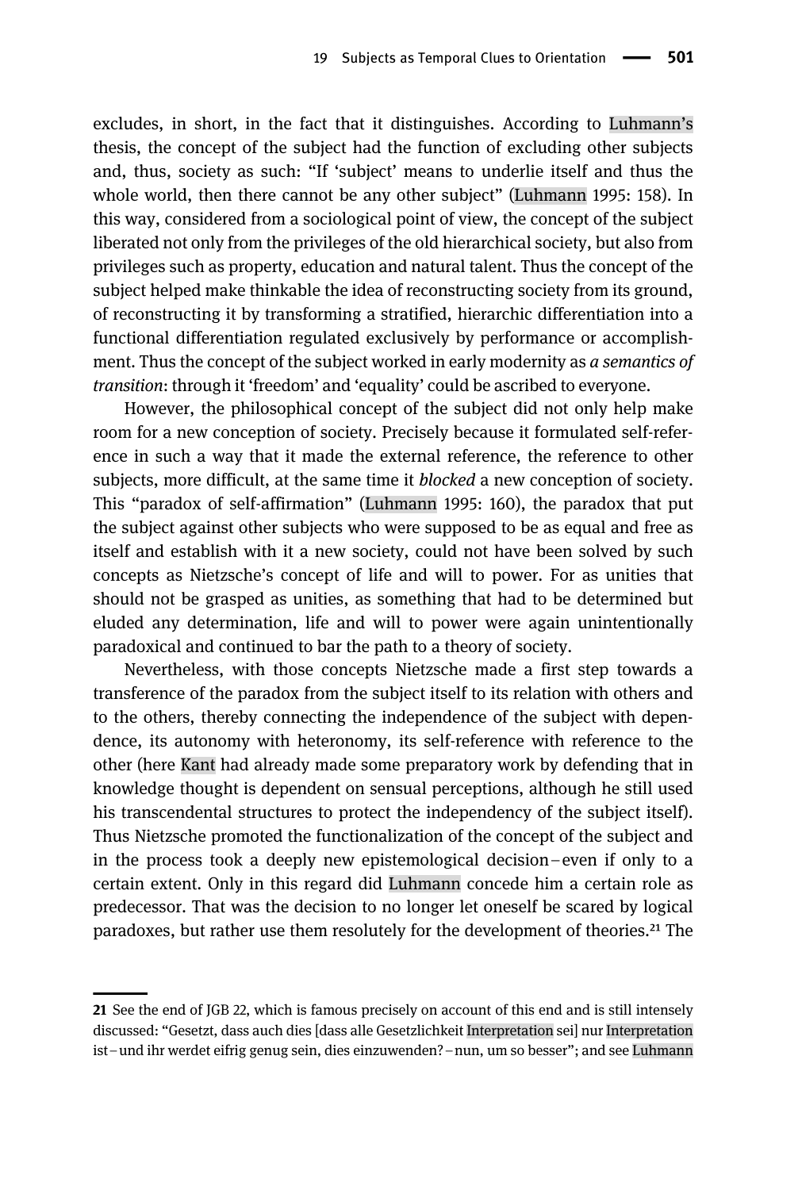excludes, in short, in the fact that it distinguishes. According to Luhmann's thesis, the concept of the subject had the function of excluding other subjects and, thus, society as such: "If 'subject' means to underlie itself and thus the whole world, then there cannot be any other subject" (Luhmann 1995: 158). In this way, considered from a sociological point of view, the concept of the subject liberated not only from the privileges of the old hierarchical society, but also from privileges such as property, education and natural talent. Thus the concept of the subject helped make thinkable the idea of reconstructing society from its ground, of reconstructing it by transforming a stratified, hierarchic differentiation into a functional differentiation regulated exclusively by performance or accomplishment. Thus the concept of the subject worked in early modernity as *a semantics of transition*: through it 'freedom' and 'equality' could be ascribed to everyone.

However, the philosophical concept of the subject did not only help make room for a new conception of society. Precisely because it formulated self-reference in such a way that it made the external reference, the reference to other subjects, more difficult, at the same time it *blocked* a new conception of society. This "paradox of self-affirmation" (Luhmann 1995: 160), the paradox that put the subject against other subjects who were supposed to be as equal and free as itself and establish with it a new society, could not have been solved by such concepts as Nietzsche's concept of life and will to power. For as unities that should not be grasped as unities, as something that had to be determined but eluded any determination, life and will to power were again unintentionally paradoxical and continued to bar the path to a theory of society.

Nevertheless, with those concepts Nietzsche made a first step towards a transference of the paradox from the subject itself to its relation with others and to the others, thereby connecting the independence of the subject with dependence, its autonomy with heteronomy, its self-reference with reference to the other (here Kant had already made some preparatory work by defending that in knowledge thought is dependent on sensual perceptions, although he still used his transcendental structures to protect the independency of the subject itself). Thus Nietzsche promoted the functionalization of the concept of the subject and in the process took a deeply new epistemological decision – even if only to a certain extent. Only in this regard did Luhmann concede him a certain role as predecessor. That was the decision to no longer let oneself be scared by logical paradoxes, but rather use them resolutely for the development of theories.[21] The

---

[21] See the end of JGB 22, which is famous precisely on account of this end and is still intensely discussed: "Gesetzt, dass auch dies [dass alle Gesetzlichkeit Interpretation sei] nur Interpretation ist – und ihr werdet eifrig genug sein, dies einzuwenden? – nun, um so besser"; and see Luhmann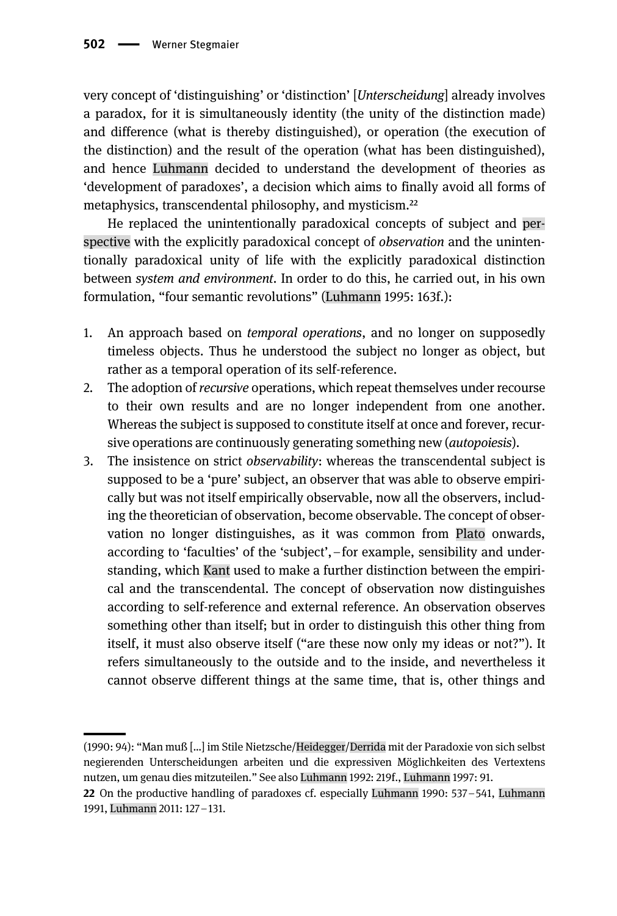very concept of 'distinguishing' or 'distinction' [*Unterscheidung*] already involves a paradox, for it is simultaneously identity (the unity of the distinction made) and difference (what is thereby distinguished), or operation (the execution of the distinction) and the result of the operation (what has been distinguished), and hence Luhmann decided to understand the development of theories as 'development of paradoxes', a decision which aims to finally avoid all forms of metaphysics, transcendental philosophy, and mysticism.[22]

He replaced the unintentionally paradoxical concepts of subject and perspective with the explicitly paradoxical concept of *observation* and the unintentionally paradoxical unity of life with the explicitly paradoxical distinction between *system and environment*. In order to do this, he carried out, in his own formulation, "four semantic revolutions" (Luhmann 1995: 163f.):

1. An approach based on *temporal operations*, and no longer on supposedly timeless objects. Thus he understood the subject no longer as object, but rather as a temporal operation of its self-reference.
2. The adoption of *recursive* operations, which repeat themselves under recourse to their own results and are no longer independent from one another. Whereas the subject is supposed to constitute itself at once and forever, recursive operations are continuously generating something new (*autopoiesis*).
3. The insistence on strict *observability*: whereas the transcendental subject is supposed to be a 'pure' subject, an observer that was able to observe empirically but was not itself empirically observable, now all the observers, including the theoretician of observation, become observable. The concept of observation no longer distinguishes, as it was common from Plato onwards, according to 'faculties' of the 'subject', – for example, sensibility and understanding, which Kant used to make a further distinction between the empirical and the transcendental. The concept of observation now distinguishes according to self-reference and external reference. An observation observes something other than itself; but in order to distinguish this other thing from itself, it must also observe itself ("are these now only my ideas or not?"). It refers simultaneously to the outside and to the inside, and nevertheless it cannot observe different things at the same time, that is, other things and

---

(1990: 94): "Man muß [...] im Stile Nietzsche/Heidegger/Derrida mit der Paradoxie von sich selbst negierenden Unterscheidungen arbeiten und die expressiven Möglichkeiten des Vertextens nutzen, um genau dies mitzuteilen." See also Luhmann 1992: 219f., Luhmann 1997: 91.

22 On the productive handling of paradoxes cf. especially Luhmann 1990: 537–541, Luhmann 1991, Luhmann 2011: 127–131.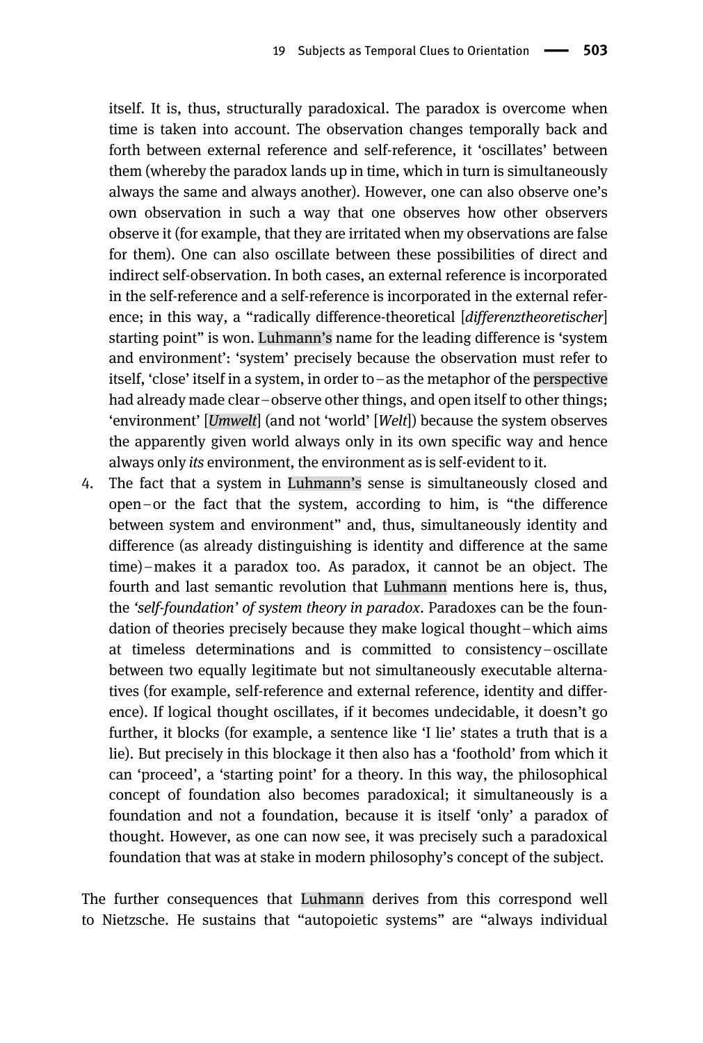itself. It is, thus, structurally paradoxical. The paradox is overcome when time is taken into account. The observation changes temporally back and forth between external reference and self-reference, it 'oscillates' between them (whereby the paradox lands up in time, which in turn is simultaneously always the same and always another). However, one can also observe one's own observation in such a way that one observes how other observers observe it (for example, that they are irritated when my observations are false for them). One can also oscillate between these possibilities of direct and indirect self-observation. In both cases, an external reference is incorporated in the self-reference and a self-reference is incorporated in the external reference; in this way, a "radically difference-theoretical [*differenztheoretischer*] starting point" is won. Luhmann's name for the leading difference is 'system and environment': 'system' precisely because the observation must refer to itself, 'close' itself in a system, in order to – as the metaphor of the perspective had already made clear – observe other things, and open itself to other things; 'environment' [*Umwelt*] (and not 'world' [*Welt*]) because the system observes the apparently given world always only in its own specific way and hence always only *its* environment, the environment as is self-evident to it.

4. The fact that a system in Luhmann's sense is simultaneously closed and open – or the fact that the system, according to him, is "the difference between system and environment" and, thus, simultaneously identity and difference (as already distinguishing is identity and difference at the same time) – makes it a paradox too. As paradox, it cannot be an object. The fourth and last semantic revolution that Luhmann mentions here is, thus, the *'self-foundation' of system theory in paradox*. Paradoxes can be the foundation of theories precisely because they make logical thought – which aims at timeless determinations and is committed to consistency – oscillate between two equally legitimate but not simultaneously executable alternatives (for example, self-reference and external reference, identity and difference). If logical thought oscillates, if it becomes undecidable, it doesn't go further, it blocks (for example, a sentence like 'I lie' states a truth that is a lie). But precisely in this blockage it then also has a 'foothold' from which it can 'proceed', a 'starting point' for a theory. In this way, the philosophical concept of foundation also becomes paradoxical; it simultaneously is a foundation and not a foundation, because it is itself 'only' a paradox of thought. However, as one can now see, it was precisely such a paradoxical foundation that was at stake in modern philosophy's concept of the subject.

The further consequences that Luhmann derives from this correspond well to Nietzsche. He sustains that "autopoietic systems" are "always individual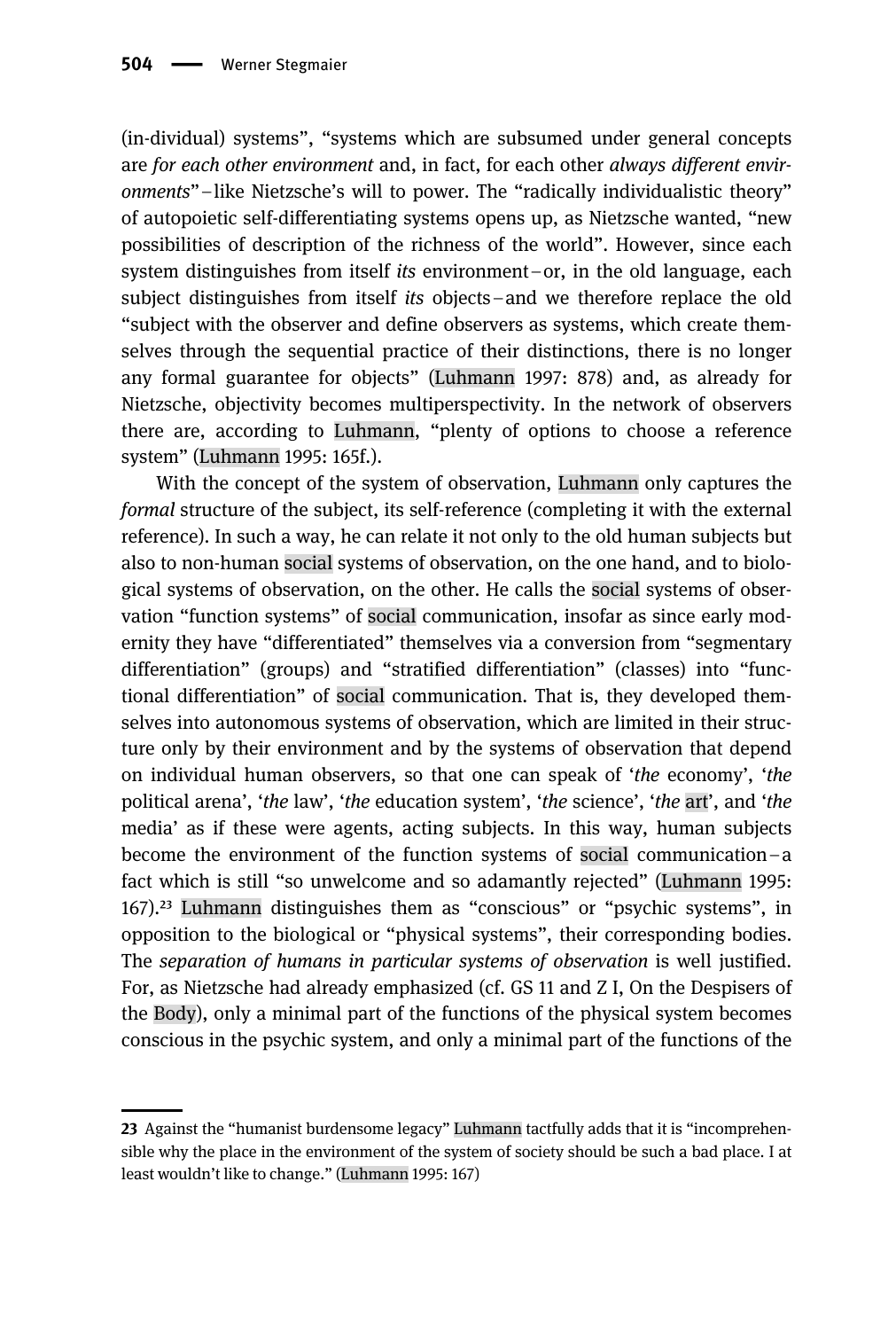(in-dividual) systems", "systems which are subsumed under general concepts are *for each other environment* and, in fact, for each other *always different environments*" – like Nietzsche's will to power. The "radically individualistic theory" of autopoietic self-differentiating systems opens up, as Nietzsche wanted, "new possibilities of description of the richness of the world". However, since each system distinguishes from itself *its* environment – or, in the old language, each subject distinguishes from itself *its* objects – and we therefore replace the old "subject with the observer and define observers as systems, which create themselves through the sequential practice of their distinctions, there is no longer any formal guarantee for objects" (Luhmann 1997: 878) and, as already for Nietzsche, objectivity becomes multiperspectivity. In the network of observers there are, according to Luhmann, "plenty of options to choose a reference system" (Luhmann 1995: 165f.).

With the concept of the system of observation, Luhmann only captures the *formal* structure of the subject, its self-reference (completing it with the external reference). In such a way, he can relate it not only to the old human subjects but also to non-human social systems of observation, on the one hand, and to biological systems of observation, on the other. He calls the social systems of observation "function systems" of social communication, insofar as since early modernity they have "differentiated" themselves via a conversion from "segmentary differentiation" (groups) and "stratified differentiation" (classes) into "functional differentiation" of social communication. That is, they developed themselves into autonomous systems of observation, which are limited in their structure only by their environment and by the systems of observation that depend on individual human observers, so that one can speak of '*the* economy', '*the* political arena', '*the* law', '*the* education system', '*the* science', '*the* art', and '*the* media' as if these were agents, acting subjects. In this way, human subjects become the environment of the function systems of social communication – a fact which is still "so unwelcome and so adamantly rejected" (Luhmann 1995: 167).[23] Luhmann distinguishes them as "conscious" or "psychic systems", in opposition to the biological or "physical systems", their corresponding bodies. The *separation of humans in particular systems of observation* is well justified. For, as Nietzsche had already emphasized (cf. GS 11 and Z I, On the Despisers of the Body), only a minimal part of the functions of the physical system becomes conscious in the psychic system, and only a minimal part of the functions of the

---

**23** Against the "humanist burdensome legacy" Luhmann tactfully adds that it is "incomprehensible why the place in the environment of the system of society should be such a bad place. I at least wouldn't like to change." (Luhmann 1995: 167)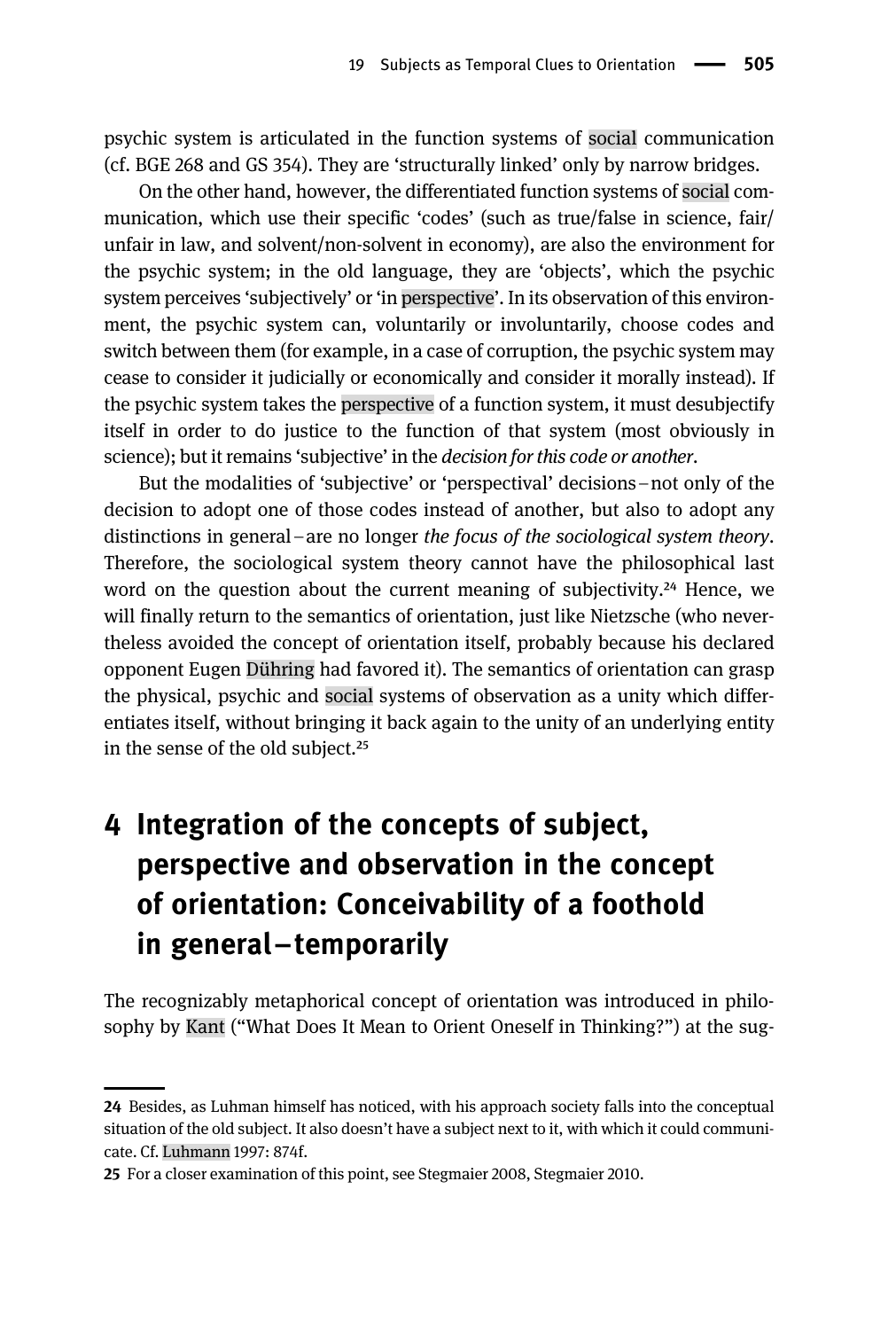psychic system is articulated in the function systems of social communication (cf. BGE 268 and GS 354). They are 'structurally linked' only by narrow bridges.

On the other hand, however, the differentiated function systems of social communication, which use their specific 'codes' (such as true/false in science, fair/unfair in law, and solvent/non-solvent in economy), are also the environment for the psychic system; in the old language, they are 'objects', which the psychic system perceives 'subjectively' or 'in perspective'. In its observation of this environment, the psychic system can, voluntarily or involuntarily, choose codes and switch between them (for example, in a case of corruption, the psychic system may cease to consider it judicially or economically and consider it morally instead). If the psychic system takes the perspective of a function system, it must desubjectify itself in order to do justice to the function of that system (most obviously in science); but it remains 'subjective' in the *decision for this code or another*.

But the modalities of 'subjective' or 'perspectival' decisions – not only of the decision to adopt one of those codes instead of another, but also to adopt any distinctions in general – are no longer *the focus of the sociological system theory*. Therefore, the sociological system theory cannot have the philosophical last word on the question about the current meaning of subjectivity.[24] Hence, we will finally return to the semantics of orientation, just like Nietzsche (who nevertheless avoided the concept of orientation itself, probably because his declared opponent Eugen Dühring had favored it). The semantics of orientation can grasp the physical, psychic and social systems of observation as a unity which differentiates itself, without bringing it back again to the unity of an underlying entity in the sense of the old subject.[25]

## 4 Integration of the concepts of subject, perspective and observation in the concept of orientation: Conceivability of a foothold in general – temporarily

The recognizably metaphorical concept of orientation was introduced in philosophy by Kant ("What Does It Mean to Orient Oneself in Thinking?") at the sug-

---

**24** Besides, as Luhman himself has noticed, with his approach society falls into the conceptual situation of the old subject. It also doesn't have a subject next to it, with which it could communicate. Cf. Luhmann 1997: 874f.

**25** For a closer examination of this point, see Stegmaier 2008, Stegmaier 2010.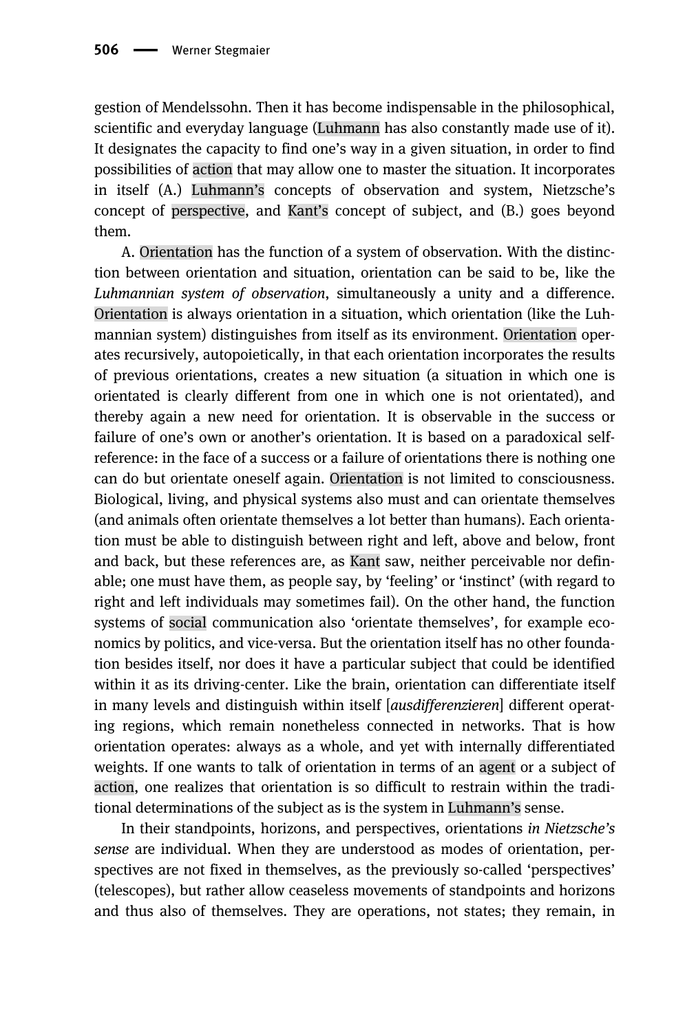gestion of Mendelssohn. Then it has become indispensable in the philosophical, scientific and everyday language (Luhmann has also constantly made use of it). It designates the capacity to find one's way in a given situation, in order to find possibilities of action that may allow one to master the situation. It incorporates in itself (A.) Luhmann's concepts of observation and system, Nietzsche's concept of perspective, and Kant's concept of subject, and (B.) goes beyond them.

A. Orientation has the function of a system of observation. With the distinction between orientation and situation, orientation can be said to be, like the *Luhmannian system of observation*, simultaneously a unity and a difference. Orientation is always orientation in a situation, which orientation (like the Luhmannian system) distinguishes from itself as its environment. Orientation operates recursively, autopoietically, in that each orientation incorporates the results of previous orientations, creates a new situation (a situation in which one is orientated is clearly different from one in which one is not orientated), and thereby again a new need for orientation. It is observable in the success or failure of one's own or another's orientation. It is based on a paradoxical self-reference: in the face of a success or a failure of orientations there is nothing one can do but orientate oneself again. Orientation is not limited to consciousness. Biological, living, and physical systems also must and can orientate themselves (and animals often orientate themselves a lot better than humans). Each orientation must be able to distinguish between right and left, above and below, front and back, but these references are, as Kant saw, neither perceivable nor definable; one must have them, as people say, by 'feeling' or 'instinct' (with regard to right and left individuals may sometimes fail). On the other hand, the function systems of social communication also 'orientate themselves', for example economics by politics, and vice-versa. But the orientation itself has no other foundation besides itself, nor does it have a particular subject that could be identified within it as its driving-center. Like the brain, orientation can differentiate itself in many levels and distinguish within itself [*ausdifferenzieren*] different operating regions, which remain nonetheless connected in networks. That is how orientation operates: always as a whole, and yet with internally differentiated weights. If one wants to talk of orientation in terms of an agent or a subject of action, one realizes that orientation is so difficult to restrain within the traditional determinations of the subject as is the system in Luhmann's sense.

In their standpoints, horizons, and perspectives, orientations *in Nietzsche's sense* are individual. When they are understood as modes of orientation, perspectives are not fixed in themselves, as the previously so-called 'perspectives' (telescopes), but rather allow ceaseless movements of standpoints and horizons and thus also of themselves. They are operations, not states; they remain, in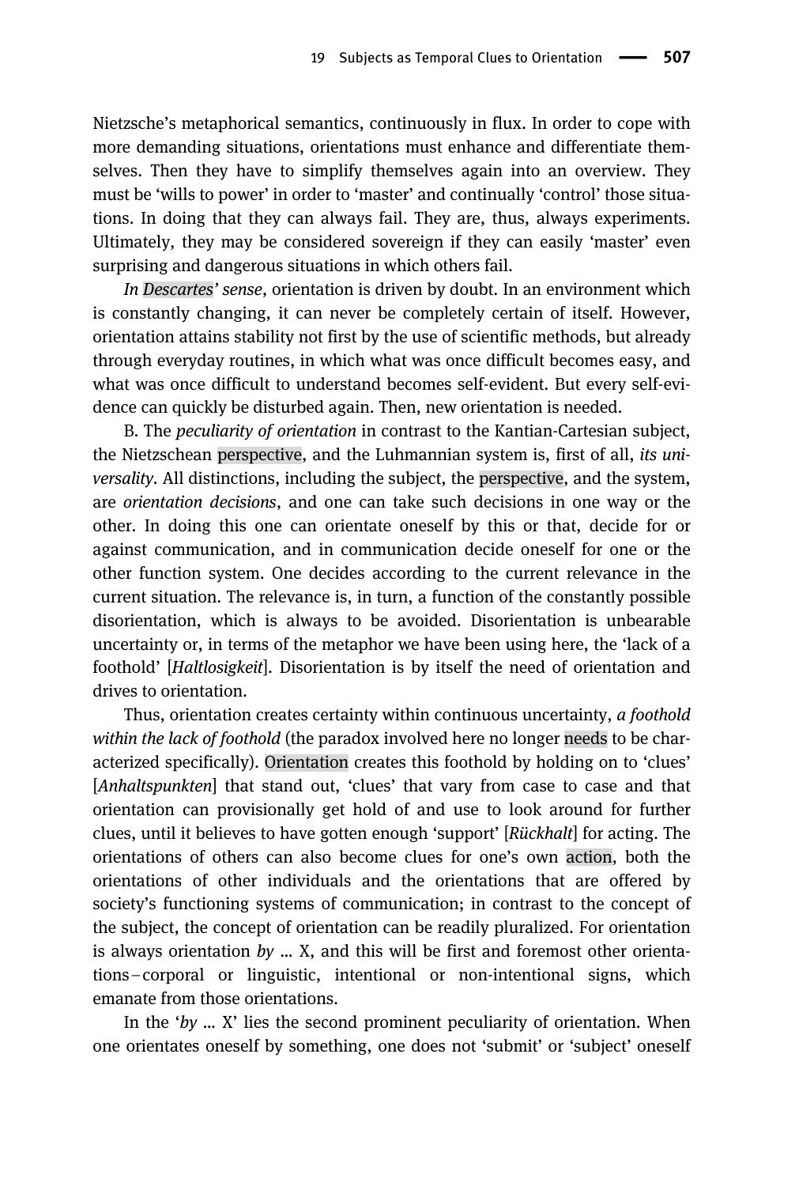Nietzsche's metaphorical semantics, continuously in flux. In order to cope with more demanding situations, orientations must enhance and differentiate themselves. Then they have to simplify themselves again into an overview. They must be 'wills to power' in order to 'master' and continually 'control' those situations. In doing that they can always fail. They are, thus, always experiments. Ultimately, they may be considered sovereign if they can easily 'master' even surprising and dangerous situations in which others fail.

*In Descartes' sense*, orientation is driven by doubt. In an environment which is constantly changing, it can never be completely certain of itself. However, orientation attains stability not first by the use of scientific methods, but already through everyday routines, in which what was once difficult becomes easy, and what was once difficult to understand becomes self-evident. But every self-evidence can quickly be disturbed again. Then, new orientation is needed.

B. The *peculiarity of orientation* in contrast to the Kantian-Cartesian subject, the Nietzschean perspective, and the Luhmannian system is, first of all, *its universality*. All distinctions, including the subject, the perspective, and the system, are *orientation decisions*, and one can take such decisions in one way or the other. In doing this one can orientate oneself by this or that, decide for or against communication, and in communication decide oneself for one or the other function system. One decides according to the current relevance in the current situation. The relevance is, in turn, a function of the constantly possible disorientation, which is always to be avoided. Disorientation is unbearable uncertainty or, in terms of the metaphor we have been using here, the 'lack of a foothold' [*Haltlosigkeit*]. Disorientation is by itself the need of orientation and drives to orientation.

Thus, orientation creates certainty within continuous uncertainty, *a foothold within the lack of foothold* (the paradox involved here no longer needs to be characterized specifically). Orientation creates this foothold by holding on to 'clues' [*Anhaltspunkten*] that stand out, 'clues' that vary from case to case and that orientation can provisionally get hold of and use to look around for further clues, until it believes to have gotten enough 'support' [*Rückhalt*] for acting. The orientations of others can also become clues for one's own action, both the orientations of other individuals and the orientations that are offered by society's functioning systems of communication; in contrast to the concept of the subject, the concept of orientation can be readily pluralized. For orientation is always orientation *by* … X, and this will be first and foremost other orientations – corporal or linguistic, intentional or non-intentional signs, which emanate from those orientations.

In the '*by* … X' lies the second prominent peculiarity of orientation. When one orientates oneself by something, one does not 'submit' or 'subject' oneself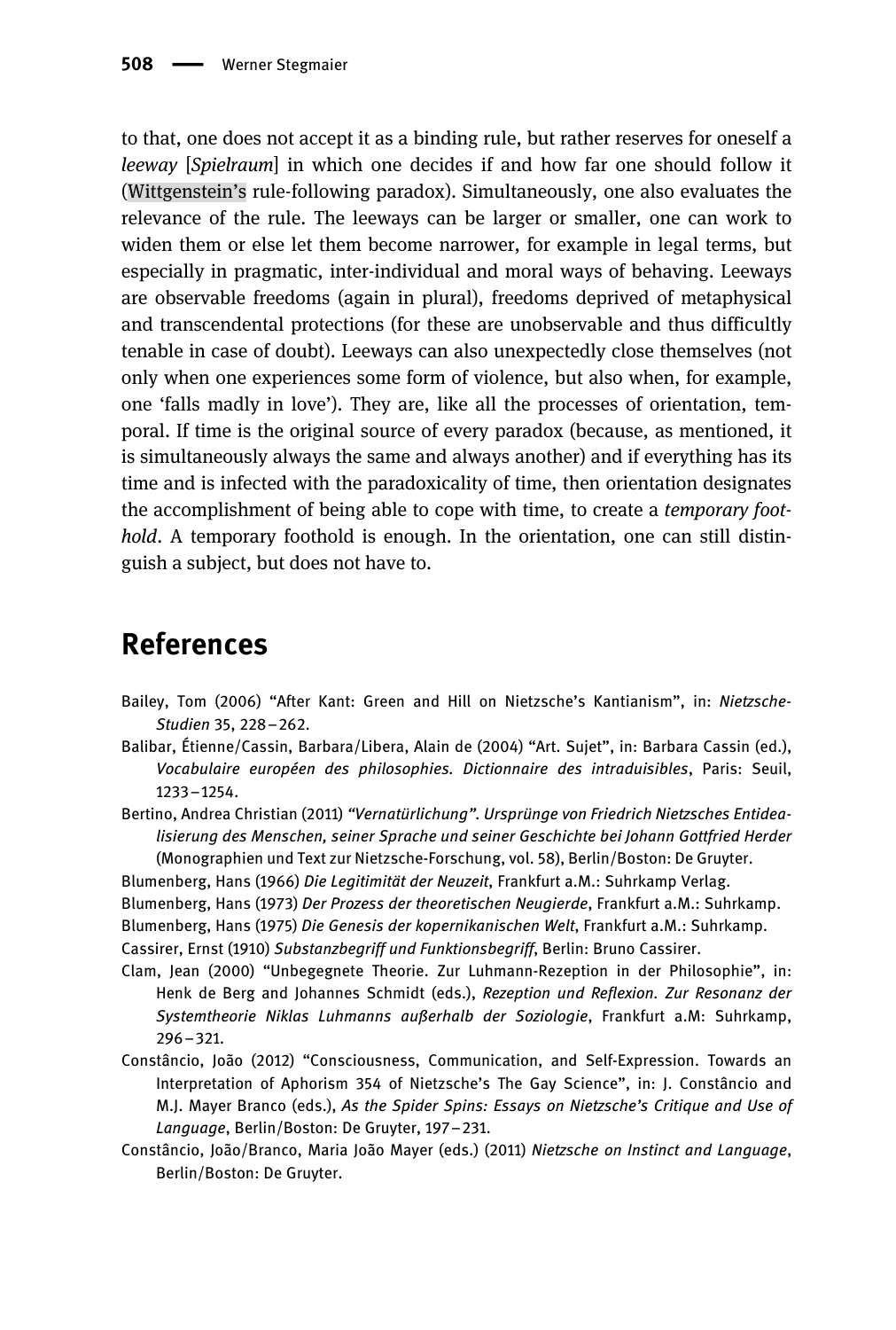to that, one does not accept it as a binding rule, but rather reserves for oneself a *leeway* [*Spielraum*] in which one decides if and how far one should follow it (Wittgenstein's rule-following paradox). Simultaneously, one also evaluates the relevance of the rule. The leeways can be larger or smaller, one can work to widen them or else let them become narrower, for example in legal terms, but especially in pragmatic, inter-individual and moral ways of behaving. Leeways are observable freedoms (again in plural), freedoms deprived of metaphysical and transcendental protections (for these are unobservable and thus difficultly tenable in case of doubt). Leeways can also unexpectedly close themselves (not only when one experiences some form of violence, but also when, for example, one 'falls madly in love'). They are, like all the processes of orientation, temporal. If time is the original source of every paradox (because, as mentioned, it is simultaneously always the same and always another) and if everything has its time and is infected with the paradoxicality of time, then orientation designates the accomplishment of being able to cope with time, to create a *temporary foothold*. A temporary foothold is enough. In the orientation, one can still distinguish a subject, but does not have to.

# References

Bailey, Tom (2006) "After Kant: Green and Hill on Nietzsche's Kantianism", in: *Nietzsche-Studien* 35, 228–262.

Balibar, Étienne/Cassin, Barbara/Libera, Alain de (2004) "Art. Sujet", in: Barbara Cassin (ed.), *Vocabulaire européen des philosophies. Dictionnaire des intraduisibles*, Paris: Seuil, 1233–1254.

Bertino, Andrea Christian (2011) *"Vernatürlichung". Ursprünge von Friedrich Nietzsches Entidealisierung des Menschen, seiner Sprache und seiner Geschichte bei Johann Gottfried Herder* (Monographien und Text zur Nietzsche-Forschung, vol. 58), Berlin/Boston: De Gruyter.

Blumenberg, Hans (1966) *Die Legitimität der Neuzeit*, Frankfurt a.M.: Suhrkamp Verlag.

Blumenberg, Hans (1973) *Der Prozess der theoretischen Neugierde*, Frankfurt a.M.: Suhrkamp.

Blumenberg, Hans (1975) *Die Genesis der kopernikanischen Welt*, Frankfurt a.M.: Suhrkamp.

Cassirer, Ernst (1910) *Substanzbegriff und Funktionsbegriff*, Berlin: Bruno Cassirer.

Clam, Jean (2000) "Unbegegnete Theorie. Zur Luhmann-Rezeption in der Philosophie", in: Henk de Berg and Johannes Schmidt (eds.), *Rezeption und Reflexion. Zur Resonanz der Systemtheorie Niklas Luhmanns außerhalb der Soziologie*, Frankfurt a.M: Suhrkamp, 296–321.

Constâncio, João (2012) "Consciousness, Communication, and Self-Expression. Towards an Interpretation of Aphorism 354 of Nietzsche's The Gay Science", in: J. Constâncio and M.J. Mayer Branco (eds.), *As the Spider Spins: Essays on Nietzsche's Critique and Use of Language*, Berlin/Boston: De Gruyter, 197–231.

Constâncio, João/Branco, Maria João Mayer (eds.) (2011) *Nietzsche on Instinct and Language*, Berlin/Boston: De Gruyter.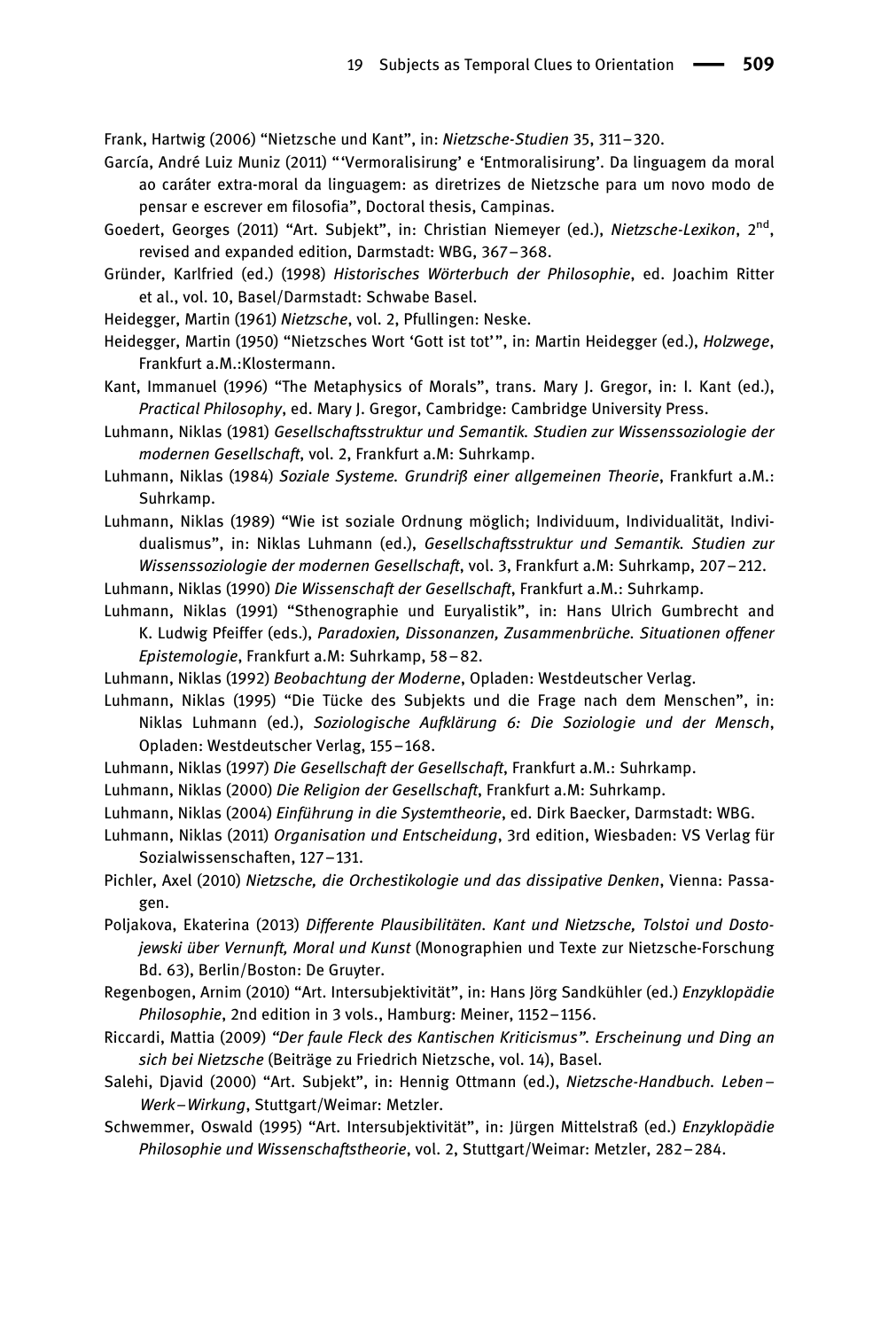Frank, Hartwig (2006) "Nietzsche und Kant", in: *Nietzsche-Studien* 35, 311–320.

García, André Luiz Muniz (2011) "'Vermoralisirung' e 'Entmoralisirung'. Da linguagem da moral ao caráter extra-moral da linguagem: as diretrizes de Nietzsche para um novo modo de pensar e escrever em filosofia", Doctoral thesis, Campinas.

Goedert, Georges (2011) "Art. Subjekt", in: Christian Niemeyer (ed.), *Nietzsche-Lexikon*, 2nd, revised and expanded edition, Darmstadt: WBG, 367–368.

Gründer, Karlfried (ed.) (1998) *Historisches Wörterbuch der Philosophie*, ed. Joachim Ritter et al., vol. 10, Basel/Darmstadt: Schwabe Basel.

Heidegger, Martin (1961) *Nietzsche*, vol. 2, Pfullingen: Neske.

Heidegger, Martin (1950) "Nietzsches Wort 'Gott ist tot'", in: Martin Heidegger (ed.), *Holzwege*, Frankfurt a.M.:Klostermann.

Kant, Immanuel (1996) "The Metaphysics of Morals", trans. Mary J. Gregor, in: I. Kant (ed.), *Practical Philosophy*, ed. Mary J. Gregor, Cambridge: Cambridge University Press.

Luhmann, Niklas (1981) *Gesellschaftsstruktur und Semantik. Studien zur Wissenssoziologie der modernen Gesellschaft*, vol. 2, Frankfurt a.M: Suhrkamp.

Luhmann, Niklas (1984) *Soziale Systeme. Grundriß einer allgemeinen Theorie*, Frankfurt a.M.: Suhrkamp.

Luhmann, Niklas (1989) "Wie ist soziale Ordnung möglich; Individuum, Individualität, Individualismus", in: Niklas Luhmann (ed.), *Gesellschaftsstruktur und Semantik. Studien zur Wissenssoziologie der modernen Gesellschaft*, vol. 3, Frankfurt a.M: Suhrkamp, 207–212.

Luhmann, Niklas (1990) *Die Wissenschaft der Gesellschaft*, Frankfurt a.M.: Suhrkamp.

Luhmann, Niklas (1991) "Sthenographie und Euryalistik", in: Hans Ulrich Gumbrecht and K. Ludwig Pfeiffer (eds.), *Paradoxien, Dissonanzen, Zusammenbrüche. Situationen offener Epistemologie*, Frankfurt a.M: Suhrkamp, 58–82.

Luhmann, Niklas (1992) *Beobachtung der Moderne*, Opladen: Westdeutscher Verlag.

Luhmann, Niklas (1995) "Die Tücke des Subjekts und die Frage nach dem Menschen", in: Niklas Luhmann (ed.), *Soziologische Aufklärung 6: Die Soziologie und der Mensch*, Opladen: Westdeutscher Verlag, 155–168.

Luhmann, Niklas (1997) *Die Gesellschaft der Gesellschaft*, Frankfurt a.M.: Suhrkamp.

Luhmann, Niklas (2000) *Die Religion der Gesellschaft*, Frankfurt a.M: Suhrkamp.

Luhmann, Niklas (2004) *Einführung in die Systemtheorie*, ed. Dirk Baecker, Darmstadt: WBG.

Luhmann, Niklas (2011) *Organisation und Entscheidung*, 3rd edition, Wiesbaden: VS Verlag für Sozialwissenschaften, 127–131.

Pichler, Axel (2010) *Nietzsche, die Orchestikologie und das dissipative Denken*, Vienna: Passagen.

Poljakova, Ekaterina (2013) *Differente Plausibilitäten. Kant und Nietzsche, Tolstoi und Dostojewski über Vernunft, Moral und Kunst* (Monographien und Texte zur Nietzsche-Forschung Bd. 63), Berlin/Boston: De Gruyter.

Regenbogen, Arnim (2010) "Art. Intersubjektivität", in: Hans Jörg Sandkühler (ed.) *Enzyklopädie Philosophie*, 2nd edition in 3 vols., Hamburg: Meiner, 1152–1156.

Riccardi, Mattia (2009) *"Der faule Fleck des Kantischen Kriticismus". Erscheinung und Ding an sich bei Nietzsche* (Beiträge zu Friedrich Nietzsche, vol. 14), Basel.

Salehi, Djavid (2000) "Art. Subjekt", in: Hennig Ottmann (ed.), *Nietzsche-Handbuch. Leben–Werk–Wirkung*, Stuttgart/Weimar: Metzler.

Schwemmer, Oswald (1995) "Art. Intersubjektivität", in: Jürgen Mittelstraß (ed.) *Enzyklopädie Philosophie und Wissenschaftstheorie*, vol. 2, Stuttgart/Weimar: Metzler, 282–284.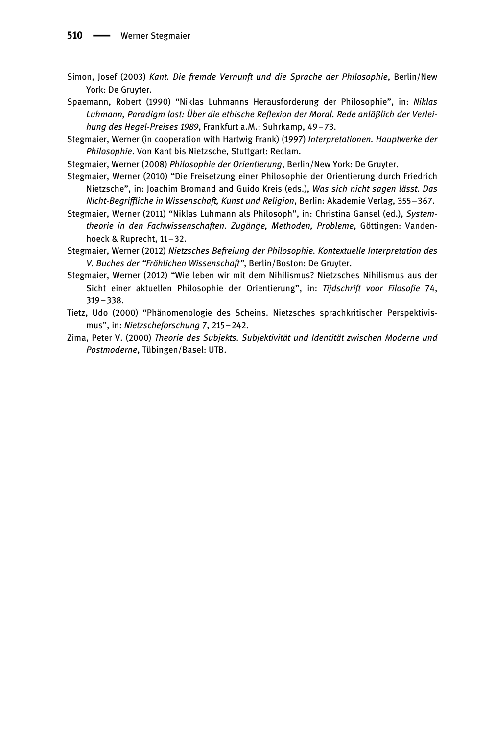Simon, Josef (2003) *Kant. Die fremde Vernunft und die Sprache der Philosophie*, Berlin/New York: De Gruyter.

Spaemann, Robert (1990) "Niklas Luhmanns Herausforderung der Philosophie", in: *Niklas Luhmann, Paradigm lost: Über die ethische Reflexion der Moral. Rede anläßlich der Verleihung des Hegel-Preises 1989*, Frankfurt a.M.: Suhrkamp, 49–73.

Stegmaier, Werner (in cooperation with Hartwig Frank) (1997) *Interpretationen. Hauptwerke der Philosophie*. Von Kant bis Nietzsche, Stuttgart: Reclam.

Stegmaier, Werner (2008) *Philosophie der Orientierung*, Berlin/New York: De Gruyter.

Stegmaier, Werner (2010) "Die Freisetzung einer Philosophie der Orientierung durch Friedrich Nietzsche", in: Joachim Bromand and Guido Kreis (eds.), *Was sich nicht sagen lässt. Das Nicht-Begriffliche in Wissenschaft, Kunst und Religion*, Berlin: Akademie Verlag, 355–367.

Stegmaier, Werner (2011) "Niklas Luhmann als Philosoph", in: Christina Gansel (ed.), *Systemtheorie in den Fachwissenschaften. Zugänge, Methoden, Probleme*, Göttingen: Vandenhoeck & Ruprecht, 11–32.

Stegmaier, Werner (2012) *Nietzsches Befreiung der Philosophie. Kontextuelle Interpretation des V. Buches der "Fröhlichen Wissenschaft"*, Berlin/Boston: De Gruyter.

Stegmaier, Werner (2012) "Wie leben wir mit dem Nihilismus? Nietzsches Nihilismus aus der Sicht einer aktuellen Philosophie der Orientierung", in: *Tijdschrift voor Filosofie* 74, 319–338.

Tietz, Udo (2000) "Phänomenologie des Scheins. Nietzsches sprachkritischer Perspektivismus", in: *Nietzscheforschung* 7, 215–242.

Zima, Peter V. (2000) *Theorie des Subjekts. Subjektivität und Identität zwischen Moderne und Postmoderne*, Tübingen/Basel: UTB.